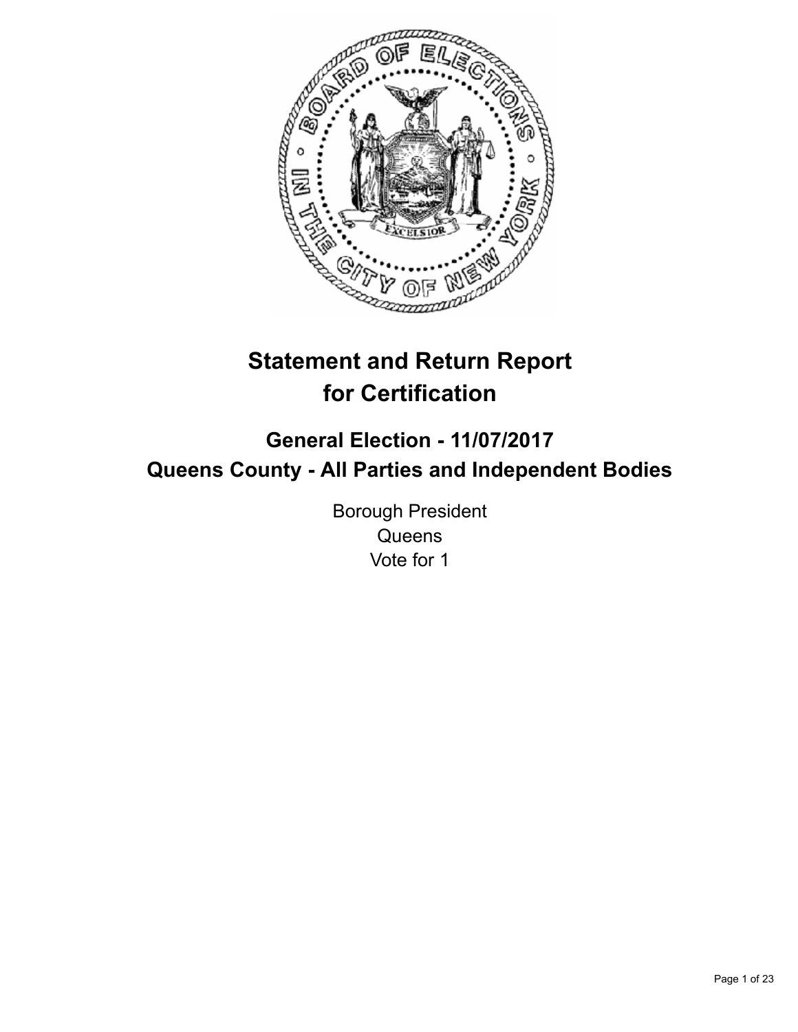# Statement and Return Report for Certification

## General Election - 11/07/2017
## Queens County - All Parties and Independent Bodies

Borough President
Queens
Vote for 1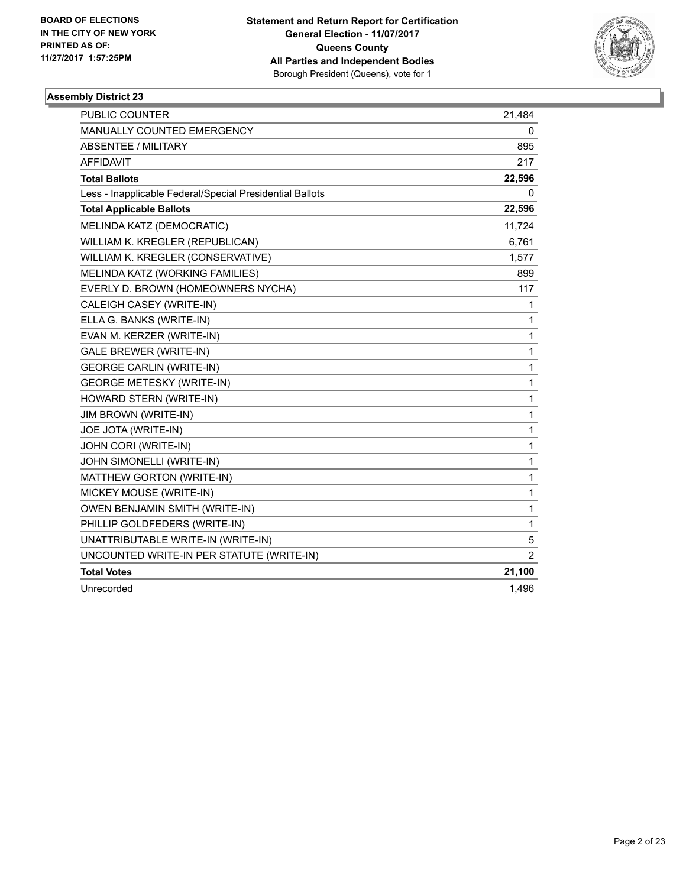BOARD OF ELECTIONS
IN THE CITY OF NEW YORK
PRINTED AS OF:
11/27/2017 1:57:25PM

**Statement and Return Report for Certification**
**General Election - 11/07/2017**
**Queens County**
**All Parties and Independent Bodies**
Borough President (Queens), vote for 1

### Assembly District 23

| | |
|---|---|
| PUBLIC COUNTER | 21,484 |
| MANUALLY COUNTED EMERGENCY | 0 |
| ABSENTEE / MILITARY | 895 |
| AFFIDAVIT | 217 |
| **Total Ballots** | **22,596** |
| Less - Inapplicable Federal/Special Presidential Ballots | 0 |
| **Total Applicable Ballots** | **22,596** |
| MELINDA KATZ (DEMOCRATIC) | 11,724 |
| WILLIAM K. KREGLER (REPUBLICAN) | 6,761 |
| WILLIAM K. KREGLER (CONSERVATIVE) | 1,577 |
| MELINDA KATZ (WORKING FAMILIES) | 899 |
| EVERLY D. BROWN (HOMEOWNERS NYCHA) | 117 |
| CALEIGH CASEY (WRITE-IN) | 1 |
| ELLA G. BANKS (WRITE-IN) | 1 |
| EVAN M. KERZER (WRITE-IN) | 1 |
| GALE BREWER (WRITE-IN) | 1 |
| GEORGE CARLIN (WRITE-IN) | 1 |
| GEORGE METESKY (WRITE-IN) | 1 |
| HOWARD STERN (WRITE-IN) | 1 |
| JIM BROWN (WRITE-IN) | 1 |
| JOE JOTA (WRITE-IN) | 1 |
| JOHN CORI (WRITE-IN) | 1 |
| JOHN SIMONELLI (WRITE-IN) | 1 |
| MATTHEW GORTON (WRITE-IN) | 1 |
| MICKEY MOUSE (WRITE-IN) | 1 |
| OWEN BENJAMIN SMITH (WRITE-IN) | 1 |
| PHILLIP GOLDFEDERS (WRITE-IN) | 1 |
| UNATTRIBUTABLE WRITE-IN (WRITE-IN) | 5 |
| UNCOUNTED WRITE-IN PER STATUTE (WRITE-IN) | 2 |
| **Total Votes** | **21,100** |
| Unrecorded | 1,496 |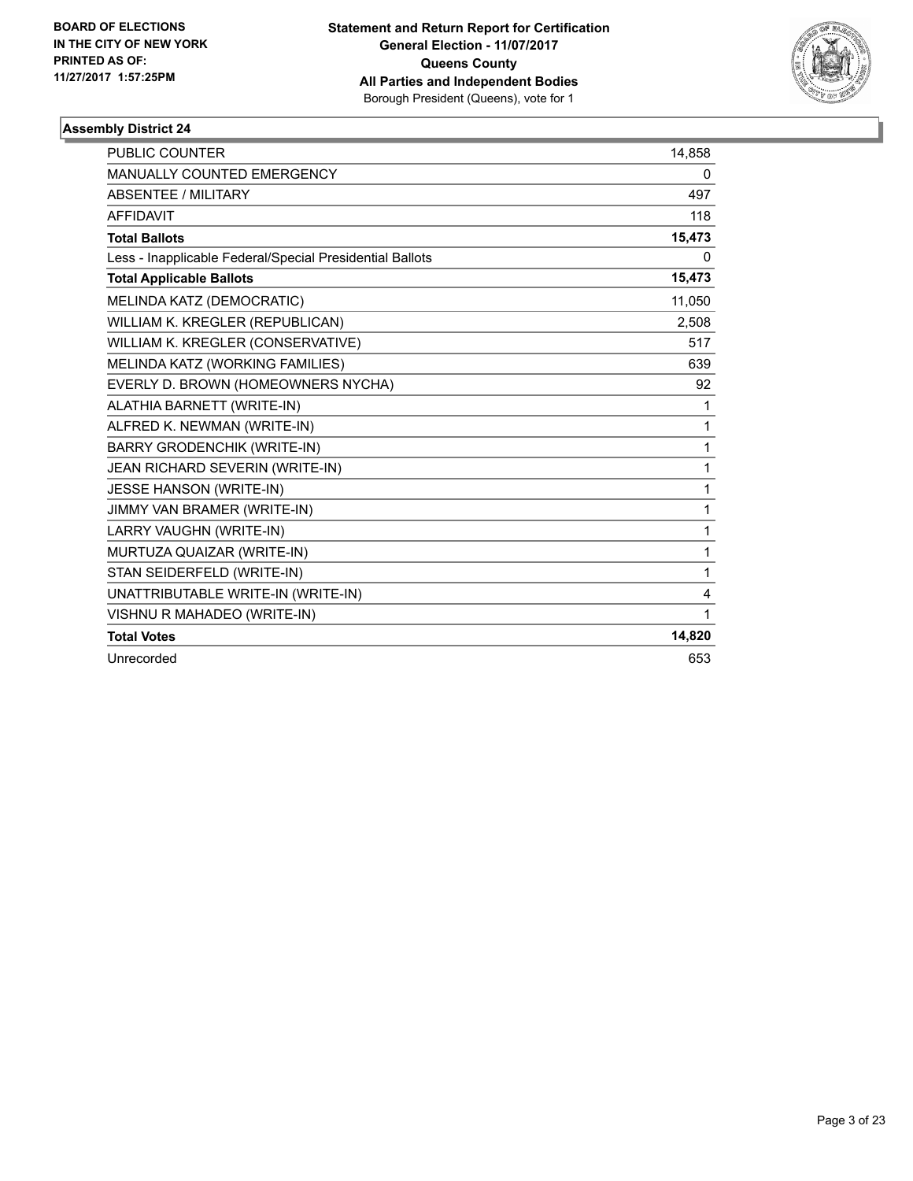**BOARD OF ELECTIONS IN THE CITY OF NEW YORK PRINTED AS OF: 11/27/2017 1:57:25PM**

**Statement and Return Report for Certification General Election - 11/07/2017 Queens County All Parties and Independent Bodies**
Borough President (Queens), vote for 1

### Assembly District 24

| | |
|---|---|
| PUBLIC COUNTER | 14,858 |
| MANUALLY COUNTED EMERGENCY | 0 |
| ABSENTEE / MILITARY | 497 |
| AFFIDAVIT | 118 |
| **Total Ballots** | **15,473** |
| Less - Inapplicable Federal/Special Presidential Ballots | 0 |
| **Total Applicable Ballots** | **15,473** |
| MELINDA KATZ (DEMOCRATIC) | 11,050 |
| WILLIAM K. KREGLER (REPUBLICAN) | 2,508 |
| WILLIAM K. KREGLER (CONSERVATIVE) | 517 |
| MELINDA KATZ (WORKING FAMILIES) | 639 |
| EVERLY D. BROWN (HOMEOWNERS NYCHA) | 92 |
| ALATHIA BARNETT (WRITE-IN) | 1 |
| ALFRED K. NEWMAN (WRITE-IN) | 1 |
| BARRY GRODENCHIK (WRITE-IN) | 1 |
| JEAN RICHARD SEVERIN (WRITE-IN) | 1 |
| JESSE HANSON (WRITE-IN) | 1 |
| JIMMY VAN BRAMER (WRITE-IN) | 1 |
| LARRY VAUGHN (WRITE-IN) | 1 |
| MURTUZA QUAIZAR (WRITE-IN) | 1 |
| STAN SEIDERFELD (WRITE-IN) | 1 |
| UNATTRIBUTABLE WRITE-IN (WRITE-IN) | 4 |
| VISHNU R MAHADEO (WRITE-IN) | 1 |
| **Total Votes** | **14,820** |
| Unrecorded | 653 |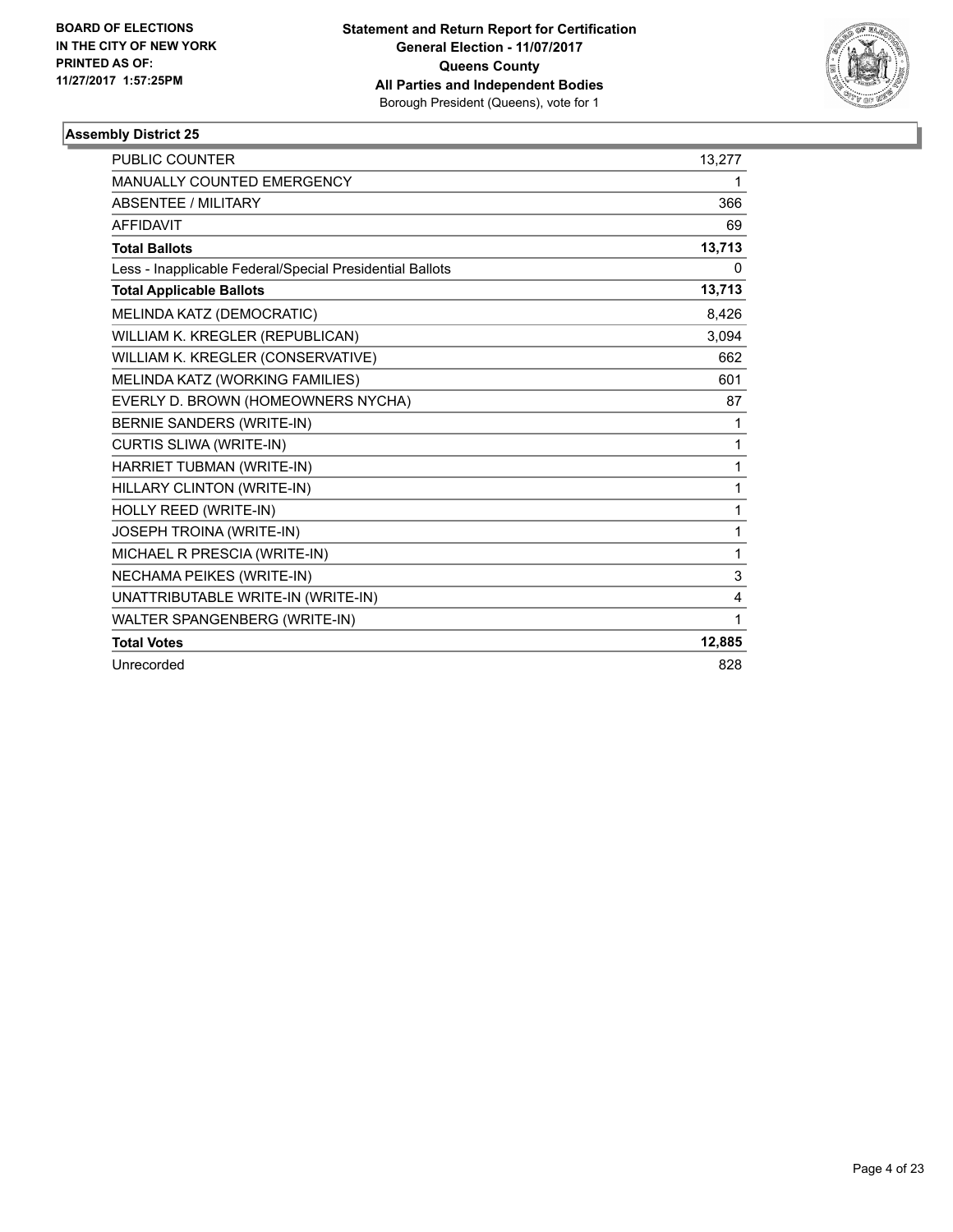**BOARD OF ELECTIONS IN THE CITY OF NEW YORK PRINTED AS OF: 11/27/2017 1:57:25PM**

**Statement and Return Report for Certification General Election - 11/07/2017 Queens County All Parties and Independent Bodies**
Borough President (Queens), vote for 1

### Assembly District 25

| | |
|---|---|
| PUBLIC COUNTER | 13,277 |
| MANUALLY COUNTED EMERGENCY | 1 |
| ABSENTEE / MILITARY | 366 |
| AFFIDAVIT | 69 |
| **Total Ballots** | **13,713** |
| Less - Inapplicable Federal/Special Presidential Ballots | 0 |
| **Total Applicable Ballots** | **13,713** |
| MELINDA KATZ (DEMOCRATIC) | 8,426 |
| WILLIAM K. KREGLER (REPUBLICAN) | 3,094 |
| WILLIAM K. KREGLER (CONSERVATIVE) | 662 |
| MELINDA KATZ (WORKING FAMILIES) | 601 |
| EVERLY D. BROWN (HOMEOWNERS NYCHA) | 87 |
| BERNIE SANDERS (WRITE-IN) | 1 |
| CURTIS SLIWA (WRITE-IN) | 1 |
| HARRIET TUBMAN (WRITE-IN) | 1 |
| HILLARY CLINTON (WRITE-IN) | 1 |
| HOLLY REED (WRITE-IN) | 1 |
| JOSEPH TROINA (WRITE-IN) | 1 |
| MICHAEL R PRESCIA (WRITE-IN) | 1 |
| NECHAMA PEIKES (WRITE-IN) | 3 |
| UNATTRIBUTABLE WRITE-IN (WRITE-IN) | 4 |
| WALTER SPANGENBERG (WRITE-IN) | 1 |
| **Total Votes** | **12,885** |
| Unrecorded | 828 |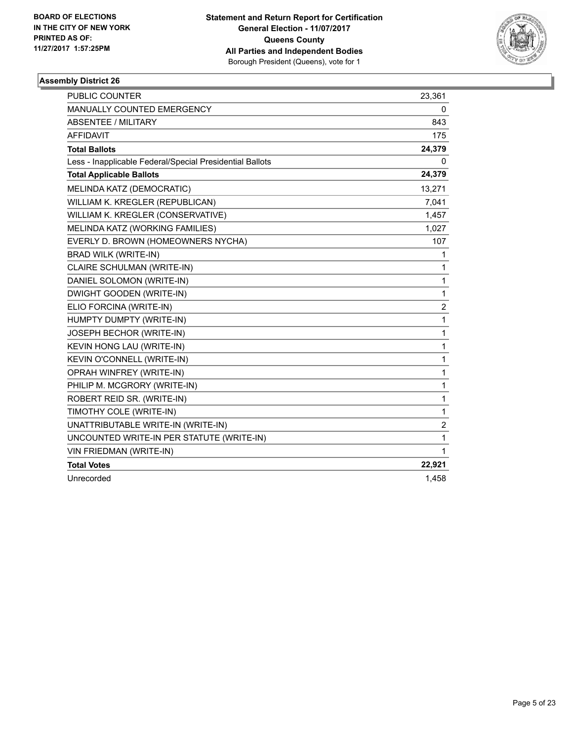**BOARD OF ELECTIONS IN THE CITY OF NEW YORK PRINTED AS OF: 11/27/2017 1:57:25PM**

**Statement and Return Report for Certification**
**General Election - 11/07/2017**
**Queens County**
**All Parties and Independent Bodies**
Borough President (Queens), vote for 1

### Assembly District 26

| | |
|---|---|
| PUBLIC COUNTER | 23,361 |
| MANUALLY COUNTED EMERGENCY | 0 |
| ABSENTEE / MILITARY | 843 |
| AFFIDAVIT | 175 |
| **Total Ballots** | **24,379** |
| Less - Inapplicable Federal/Special Presidential Ballots | 0 |
| **Total Applicable Ballots** | **24,379** |
| MELINDA KATZ (DEMOCRATIC) | 13,271 |
| WILLIAM K. KREGLER (REPUBLICAN) | 7,041 |
| WILLIAM K. KREGLER (CONSERVATIVE) | 1,457 |
| MELINDA KATZ (WORKING FAMILIES) | 1,027 |
| EVERLY D. BROWN (HOMEOWNERS NYCHA) | 107 |
| BRAD WILK (WRITE-IN) | 1 |
| CLAIRE SCHULMAN (WRITE-IN) | 1 |
| DANIEL SOLOMON (WRITE-IN) | 1 |
| DWIGHT GOODEN (WRITE-IN) | 1 |
| ELIO FORCINA (WRITE-IN) | 2 |
| HUMPTY DUMPTY (WRITE-IN) | 1 |
| JOSEPH BECHOR (WRITE-IN) | 1 |
| KEVIN HONG LAU (WRITE-IN) | 1 |
| KEVIN O'CONNELL (WRITE-IN) | 1 |
| OPRAH WINFREY (WRITE-IN) | 1 |
| PHILIP M. MCGRORY (WRITE-IN) | 1 |
| ROBERT REID SR. (WRITE-IN) | 1 |
| TIMOTHY COLE (WRITE-IN) | 1 |
| UNATTRIBUTABLE WRITE-IN (WRITE-IN) | 2 |
| UNCOUNTED WRITE-IN PER STATUTE (WRITE-IN) | 1 |
| VIN FRIEDMAN (WRITE-IN) | 1 |
| **Total Votes** | **22,921** |
| Unrecorded | 1,458 |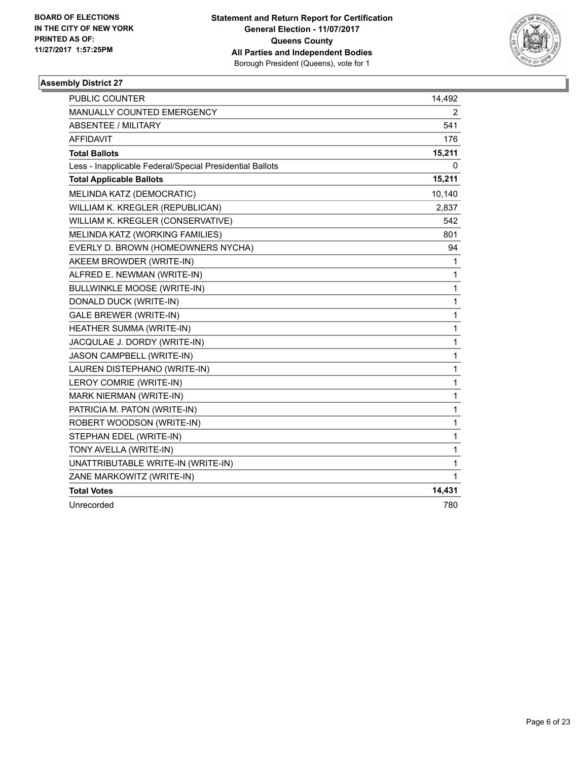BOARD OF ELECTIONS
IN THE CITY OF NEW YORK
PRINTED AS OF:
11/27/2017 1:57:25PM

**Statement and Return Report for Certification**
**General Election - 11/07/2017**
**Queens County**
**All Parties and Independent Bodies**
Borough President (Queens), vote for 1

### Assembly District 27

| | |
|---|---|
| PUBLIC COUNTER | 14,492 |
| MANUALLY COUNTED EMERGENCY | 2 |
| ABSENTEE / MILITARY | 541 |
| AFFIDAVIT | 176 |
| **Total Ballots** | **15,211** |
| Less - Inapplicable Federal/Special Presidential Ballots | 0 |
| **Total Applicable Ballots** | **15,211** |
| MELINDA KATZ (DEMOCRATIC) | 10,140 |
| WILLIAM K. KREGLER (REPUBLICAN) | 2,837 |
| WILLIAM K. KREGLER (CONSERVATIVE) | 542 |
| MELINDA KATZ (WORKING FAMILIES) | 801 |
| EVERLY D. BROWN (HOMEOWNERS NYCHA) | 94 |
| AKEEM BROWDER (WRITE-IN) | 1 |
| ALFRED E. NEWMAN (WRITE-IN) | 1 |
| BULLWINKLE MOOSE (WRITE-IN) | 1 |
| DONALD DUCK (WRITE-IN) | 1 |
| GALE BREWER (WRITE-IN) | 1 |
| HEATHER SUMMA (WRITE-IN) | 1 |
| JACQULAE J. DORDY (WRITE-IN) | 1 |
| JASON CAMPBELL (WRITE-IN) | 1 |
| LAUREN DISTEPHANO (WRITE-IN) | 1 |
| LEROY COMRIE (WRITE-IN) | 1 |
| MARK NIERMAN (WRITE-IN) | 1 |
| PATRICIA M. PATON (WRITE-IN) | 1 |
| ROBERT WOODSON (WRITE-IN) | 1 |
| STEPHAN EDEL (WRITE-IN) | 1 |
| TONY AVELLA (WRITE-IN) | 1 |
| UNATTRIBUTABLE WRITE-IN (WRITE-IN) | 1 |
| ZANE MARKOWITZ (WRITE-IN) | 1 |
| **Total Votes** | **14,431** |
| Unrecorded | 780 |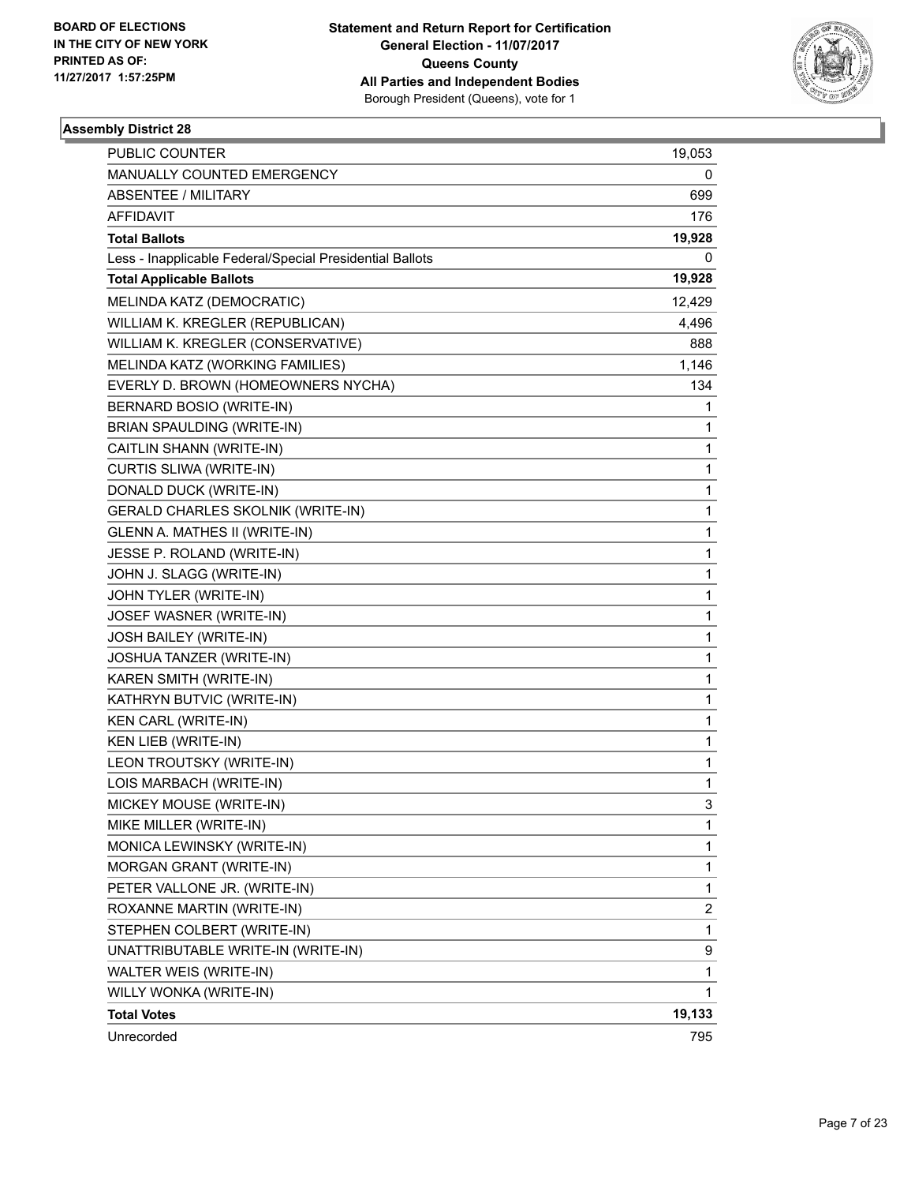BOARD OF ELECTIONS
IN THE CITY OF NEW YORK
PRINTED AS OF:
11/27/2017 1:57:25PM

**Statement and Return Report for Certification**
**General Election - 11/07/2017**
**Queens County**
**All Parties and Independent Bodies**
Borough President (Queens), vote for 1

### Assembly District 28

| | |
|---|---|
| PUBLIC COUNTER | 19,053 |
| MANUALLY COUNTED EMERGENCY | 0 |
| ABSENTEE / MILITARY | 699 |
| AFFIDAVIT | 176 |
| **Total Ballots** | **19,928** |
| Less - Inapplicable Federal/Special Presidential Ballots | 0 |
| **Total Applicable Ballots** | **19,928** |
| MELINDA KATZ (DEMOCRATIC) | 12,429 |
| WILLIAM K. KREGLER (REPUBLICAN) | 4,496 |
| WILLIAM K. KREGLER (CONSERVATIVE) | 888 |
| MELINDA KATZ (WORKING FAMILIES) | 1,146 |
| EVERLY D. BROWN (HOMEOWNERS NYCHA) | 134 |
| BERNARD BOSIO (WRITE-IN) | 1 |
| BRIAN SPAULDING (WRITE-IN) | 1 |
| CAITLIN SHANN (WRITE-IN) | 1 |
| CURTIS SLIWA (WRITE-IN) | 1 |
| DONALD DUCK (WRITE-IN) | 1 |
| GERALD CHARLES SKOLNIK (WRITE-IN) | 1 |
| GLENN A. MATHES II (WRITE-IN) | 1 |
| JESSE P. ROLAND (WRITE-IN) | 1 |
| JOHN J. SLAGG (WRITE-IN) | 1 |
| JOHN TYLER (WRITE-IN) | 1 |
| JOSEF WASNER (WRITE-IN) | 1 |
| JOSH BAILEY (WRITE-IN) | 1 |
| JOSHUA TANZER (WRITE-IN) | 1 |
| KAREN SMITH (WRITE-IN) | 1 |
| KATHRYN BUTVIC (WRITE-IN) | 1 |
| KEN CARL (WRITE-IN) | 1 |
| KEN LIEB (WRITE-IN) | 1 |
| LEON TROUTSKY (WRITE-IN) | 1 |
| LOIS MARBACH (WRITE-IN) | 1 |
| MICKEY MOUSE (WRITE-IN) | 3 |
| MIKE MILLER (WRITE-IN) | 1 |
| MONICA LEWINSKY (WRITE-IN) | 1 |
| MORGAN GRANT (WRITE-IN) | 1 |
| PETER VALLONE JR. (WRITE-IN) | 1 |
| ROXANNE MARTIN (WRITE-IN) | 2 |
| STEPHEN COLBERT (WRITE-IN) | 1 |
| UNATTRIBUTABLE WRITE-IN (WRITE-IN) | 9 |
| WALTER WEIS (WRITE-IN) | 1 |
| WILLY WONKA (WRITE-IN) | 1 |
| **Total Votes** | **19,133** |
| Unrecorded | 795 |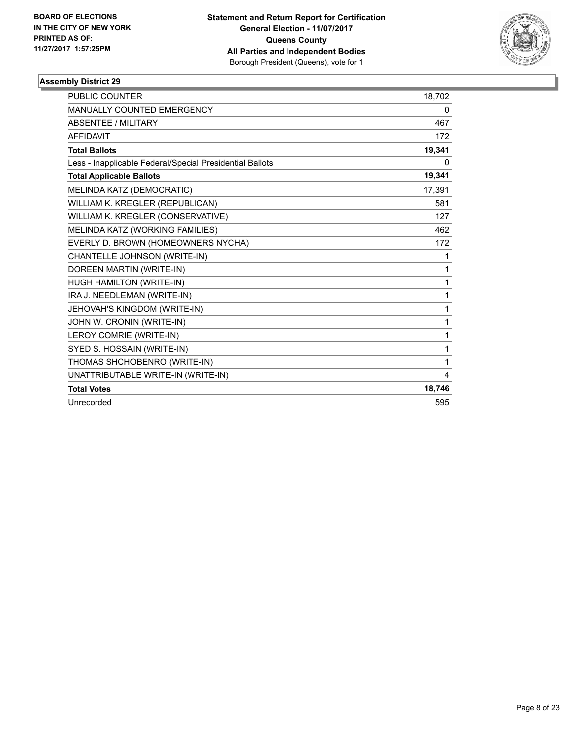**BOARD OF ELECTIONS IN THE CITY OF NEW YORK PRINTED AS OF: 11/27/2017 1:57:25PM**

**Statement and Return Report for Certification General Election - 11/07/2017 Queens County All Parties and Independent Bodies**
Borough President (Queens), vote for 1

### Assembly District 29

| | |
|---|---|
| PUBLIC COUNTER | 18,702 |
| MANUALLY COUNTED EMERGENCY | 0 |
| ABSENTEE / MILITARY | 467 |
| AFFIDAVIT | 172 |
| **Total Ballots** | **19,341** |
| Less - Inapplicable Federal/Special Presidential Ballots | 0 |
| **Total Applicable Ballots** | **19,341** |
| MELINDA KATZ (DEMOCRATIC) | 17,391 |
| WILLIAM K. KREGLER (REPUBLICAN) | 581 |
| WILLIAM K. KREGLER (CONSERVATIVE) | 127 |
| MELINDA KATZ (WORKING FAMILIES) | 462 |
| EVERLY D. BROWN (HOMEOWNERS NYCHA) | 172 |
| CHANTELLE JOHNSON (WRITE-IN) | 1 |
| DOREEN MARTIN (WRITE-IN) | 1 |
| HUGH HAMILTON (WRITE-IN) | 1 |
| IRA J. NEEDLEMAN (WRITE-IN) | 1 |
| JEHOVAH'S KINGDOM (WRITE-IN) | 1 |
| JOHN W. CRONIN (WRITE-IN) | 1 |
| LEROY COMRIE (WRITE-IN) | 1 |
| SYED S. HOSSAIN (WRITE-IN) | 1 |
| THOMAS SHCHOBENRO (WRITE-IN) | 1 |
| UNATTRIBUTABLE WRITE-IN (WRITE-IN) | 4 |
| **Total Votes** | **18,746** |
| Unrecorded | 595 |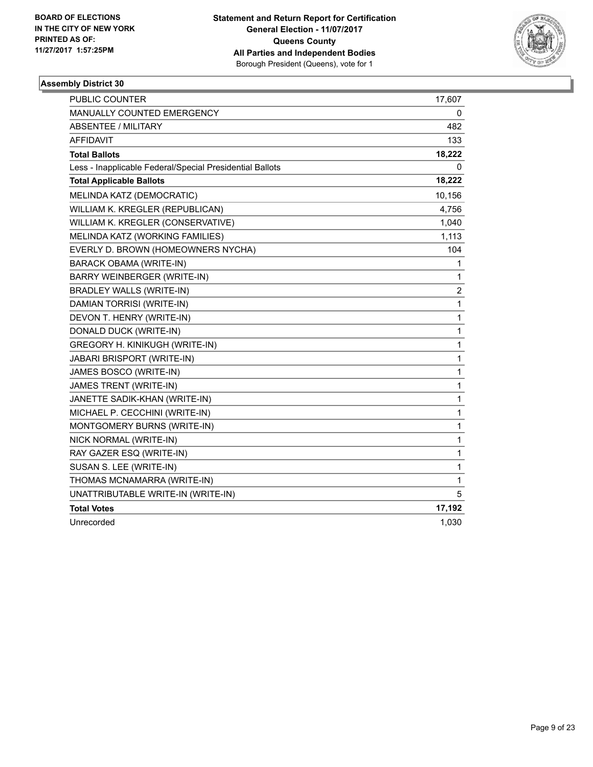BOARD OF ELECTIONS
IN THE CITY OF NEW YORK
PRINTED AS OF:
11/27/2017 1:57:25PM

**Statement and Return Report for Certification**
**General Election - 11/07/2017**
**Queens County**
**All Parties and Independent Bodies**
Borough President (Queens), vote for 1

## Assembly District 30

| | |
|---|---|
| PUBLIC COUNTER | 17,607 |
| MANUALLY COUNTED EMERGENCY | 0 |
| ABSENTEE / MILITARY | 482 |
| AFFIDAVIT | 133 |
| **Total Ballots** | **18,222** |
| Less - Inapplicable Federal/Special Presidential Ballots | 0 |
| **Total Applicable Ballots** | **18,222** |
| MELINDA KATZ (DEMOCRATIC) | 10,156 |
| WILLIAM K. KREGLER (REPUBLICAN) | 4,756 |
| WILLIAM K. KREGLER (CONSERVATIVE) | 1,040 |
| MELINDA KATZ (WORKING FAMILIES) | 1,113 |
| EVERLY D. BROWN (HOMEOWNERS NYCHA) | 104 |
| BARACK OBAMA (WRITE-IN) | 1 |
| BARRY WEINBERGER (WRITE-IN) | 1 |
| BRADLEY WALLS (WRITE-IN) | 2 |
| DAMIAN TORRISI (WRITE-IN) | 1 |
| DEVON T. HENRY (WRITE-IN) | 1 |
| DONALD DUCK (WRITE-IN) | 1 |
| GREGORY H. KINIKUGH (WRITE-IN) | 1 |
| JABARI BRISPORT (WRITE-IN) | 1 |
| JAMES BOSCO (WRITE-IN) | 1 |
| JAMES TRENT (WRITE-IN) | 1 |
| JANETTE SADIK-KHAN (WRITE-IN) | 1 |
| MICHAEL P. CECCHINI (WRITE-IN) | 1 |
| MONTGOMERY BURNS (WRITE-IN) | 1 |
| NICK NORMAL (WRITE-IN) | 1 |
| RAY GAZER ESQ (WRITE-IN) | 1 |
| SUSAN S. LEE (WRITE-IN) | 1 |
| THOMAS MCNAMARRA (WRITE-IN) | 1 |
| UNATTRIBUTABLE WRITE-IN (WRITE-IN) | 5 |
| **Total Votes** | **17,192** |
| Unrecorded | 1,030 |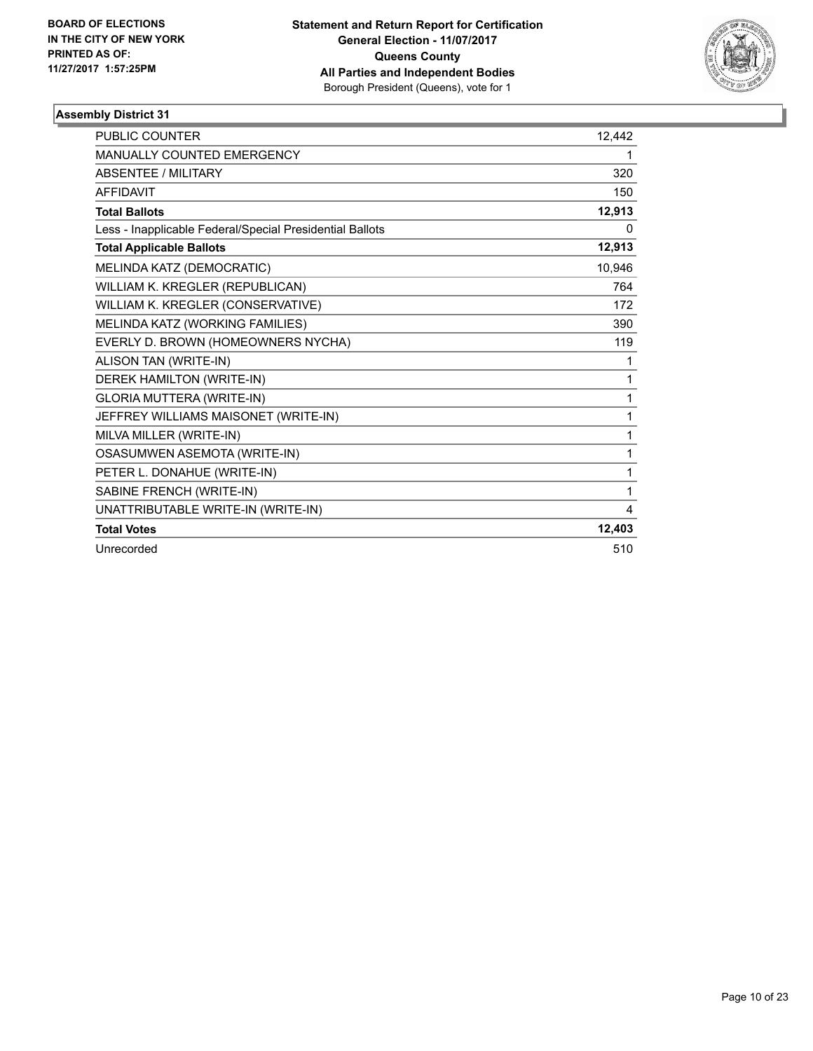**BOARD OF ELECTIONS IN THE CITY OF NEW YORK PRINTED AS OF: 11/27/2017 1:57:25PM**

**Statement and Return Report for Certification General Election - 11/07/2017 Queens County All Parties and Independent Bodies**
Borough President (Queens), vote for 1

### Assembly District 31

| | |
|---|---|
| PUBLIC COUNTER | 12,442 |
| MANUALLY COUNTED EMERGENCY | 1 |
| ABSENTEE / MILITARY | 320 |
| AFFIDAVIT | 150 |
| **Total Ballots** | **12,913** |
| Less - Inapplicable Federal/Special Presidential Ballots | 0 |
| **Total Applicable Ballots** | **12,913** |
| MELINDA KATZ (DEMOCRATIC) | 10,946 |
| WILLIAM K. KREGLER (REPUBLICAN) | 764 |
| WILLIAM K. KREGLER (CONSERVATIVE) | 172 |
| MELINDA KATZ (WORKING FAMILIES) | 390 |
| EVERLY D. BROWN (HOMEOWNERS NYCHA) | 119 |
| ALISON TAN (WRITE-IN) | 1 |
| DEREK HAMILTON (WRITE-IN) | 1 |
| GLORIA MUTTERA (WRITE-IN) | 1 |
| JEFFREY WILLIAMS MAISONET (WRITE-IN) | 1 |
| MILVA MILLER (WRITE-IN) | 1 |
| OSASUMWEN ASEMOTA (WRITE-IN) | 1 |
| PETER L. DONAHUE (WRITE-IN) | 1 |
| SABINE FRENCH (WRITE-IN) | 1 |
| UNATTRIBUTABLE WRITE-IN (WRITE-IN) | 4 |
| **Total Votes** | **12,403** |
| Unrecorded | 510 |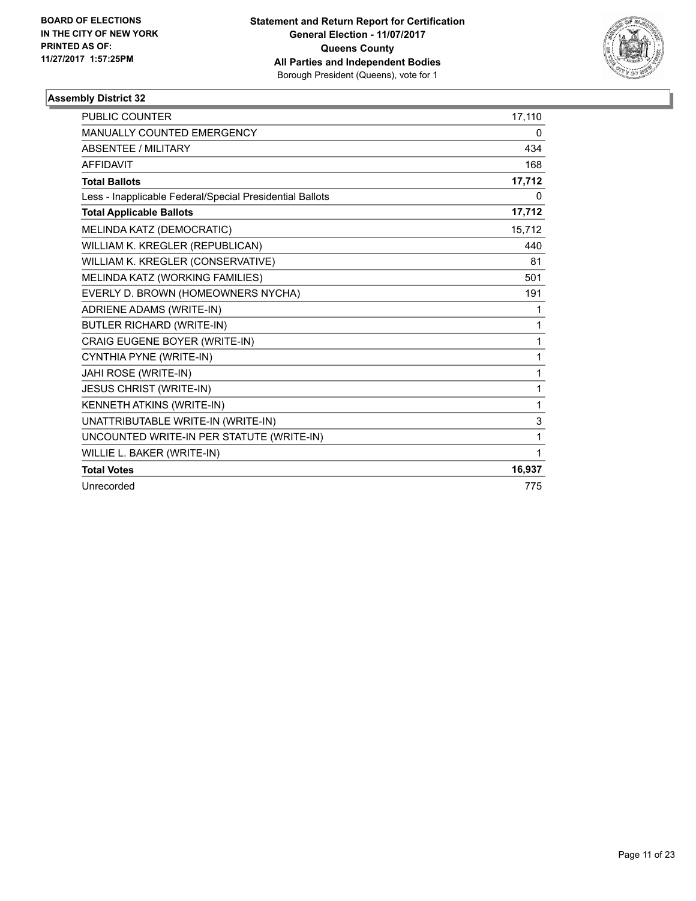**BOARD OF ELECTIONS IN THE CITY OF NEW YORK PRINTED AS OF: 11/27/2017 1:57:25PM**

**Statement and Return Report for Certification**
**General Election - 11/07/2017**
**Queens County**
**All Parties and Independent Bodies**
Borough President (Queens), vote for 1

### Assembly District 32

| | |
|---|---|
| PUBLIC COUNTER | 17,110 |
| MANUALLY COUNTED EMERGENCY | 0 |
| ABSENTEE / MILITARY | 434 |
| AFFIDAVIT | 168 |
| **Total Ballots** | **17,712** |
| Less - Inapplicable Federal/Special Presidential Ballots | 0 |
| **Total Applicable Ballots** | **17,712** |
| MELINDA KATZ (DEMOCRATIC) | 15,712 |
| WILLIAM K. KREGLER (REPUBLICAN) | 440 |
| WILLIAM K. KREGLER (CONSERVATIVE) | 81 |
| MELINDA KATZ (WORKING FAMILIES) | 501 |
| EVERLY D. BROWN (HOMEOWNERS NYCHA) | 191 |
| ADRIENE ADAMS (WRITE-IN) | 1 |
| BUTLER RICHARD (WRITE-IN) | 1 |
| CRAIG EUGENE BOYER (WRITE-IN) | 1 |
| CYNTHIA PYNE (WRITE-IN) | 1 |
| JAHI ROSE (WRITE-IN) | 1 |
| JESUS CHRIST (WRITE-IN) | 1 |
| KENNETH ATKINS (WRITE-IN) | 1 |
| UNATTRIBUTABLE WRITE-IN (WRITE-IN) | 3 |
| UNCOUNTED WRITE-IN PER STATUTE (WRITE-IN) | 1 |
| WILLIE L. BAKER (WRITE-IN) | 1 |
| **Total Votes** | **16,937** |
| Unrecorded | 775 |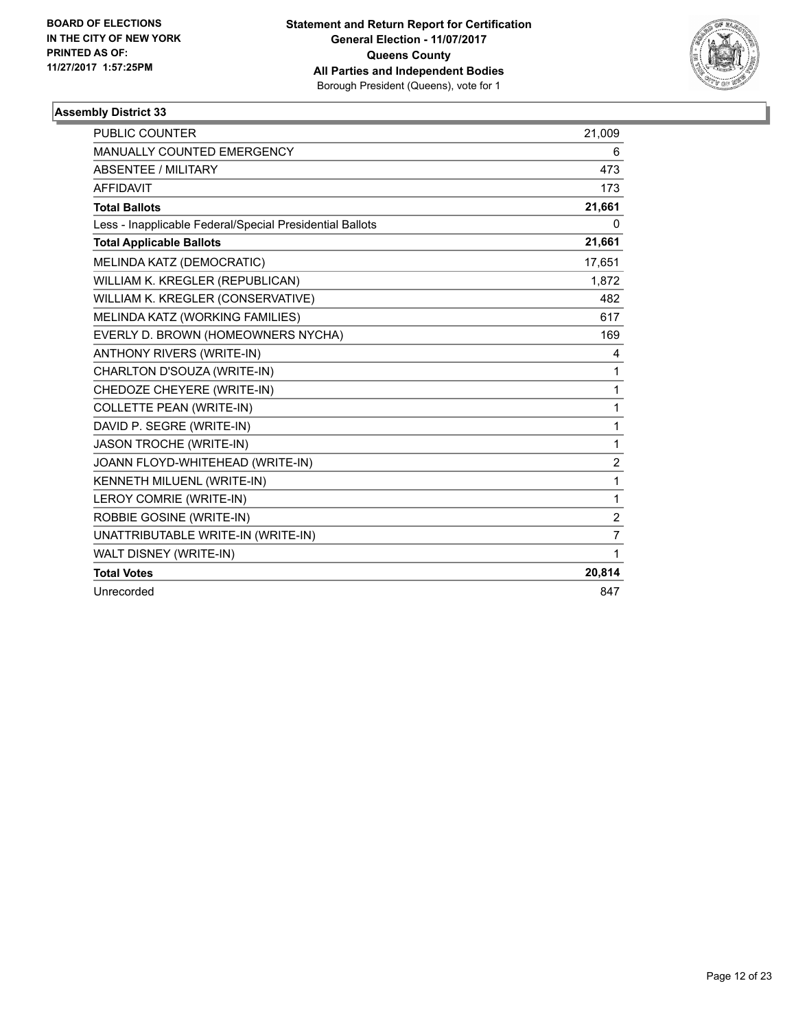BOARD OF ELECTIONS
IN THE CITY OF NEW YORK
PRINTED AS OF:
11/27/2017 1:57:25PM

**Statement and Return Report for Certification**
**General Election - 11/07/2017**
**Queens County**
**All Parties and Independent Bodies**
Borough President (Queens), vote for 1

### Assembly District 33

| | |
|---|---|
| PUBLIC COUNTER | 21,009 |
| MANUALLY COUNTED EMERGENCY | 6 |
| ABSENTEE / MILITARY | 473 |
| AFFIDAVIT | 173 |
| **Total Ballots** | **21,661** |
| Less - Inapplicable Federal/Special Presidential Ballots | 0 |
| **Total Applicable Ballots** | **21,661** |
| MELINDA KATZ (DEMOCRATIC) | 17,651 |
| WILLIAM K. KREGLER (REPUBLICAN) | 1,872 |
| WILLIAM K. KREGLER (CONSERVATIVE) | 482 |
| MELINDA KATZ (WORKING FAMILIES) | 617 |
| EVERLY D. BROWN (HOMEOWNERS NYCHA) | 169 |
| ANTHONY RIVERS (WRITE-IN) | 4 |
| CHARLTON D'SOUZA (WRITE-IN) | 1 |
| CHEDOZE CHEYERE (WRITE-IN) | 1 |
| COLLETTE PEAN (WRITE-IN) | 1 |
| DAVID P. SEGRE (WRITE-IN) | 1 |
| JASON TROCHE (WRITE-IN) | 1 |
| JOANN FLOYD-WHITEHEAD (WRITE-IN) | 2 |
| KENNETH MILUENL (WRITE-IN) | 1 |
| LEROY COMRIE (WRITE-IN) | 1 |
| ROBBIE GOSINE (WRITE-IN) | 2 |
| UNATTRIBUTABLE WRITE-IN (WRITE-IN) | 7 |
| WALT DISNEY (WRITE-IN) | 1 |
| **Total Votes** | **20,814** |
| Unrecorded | 847 |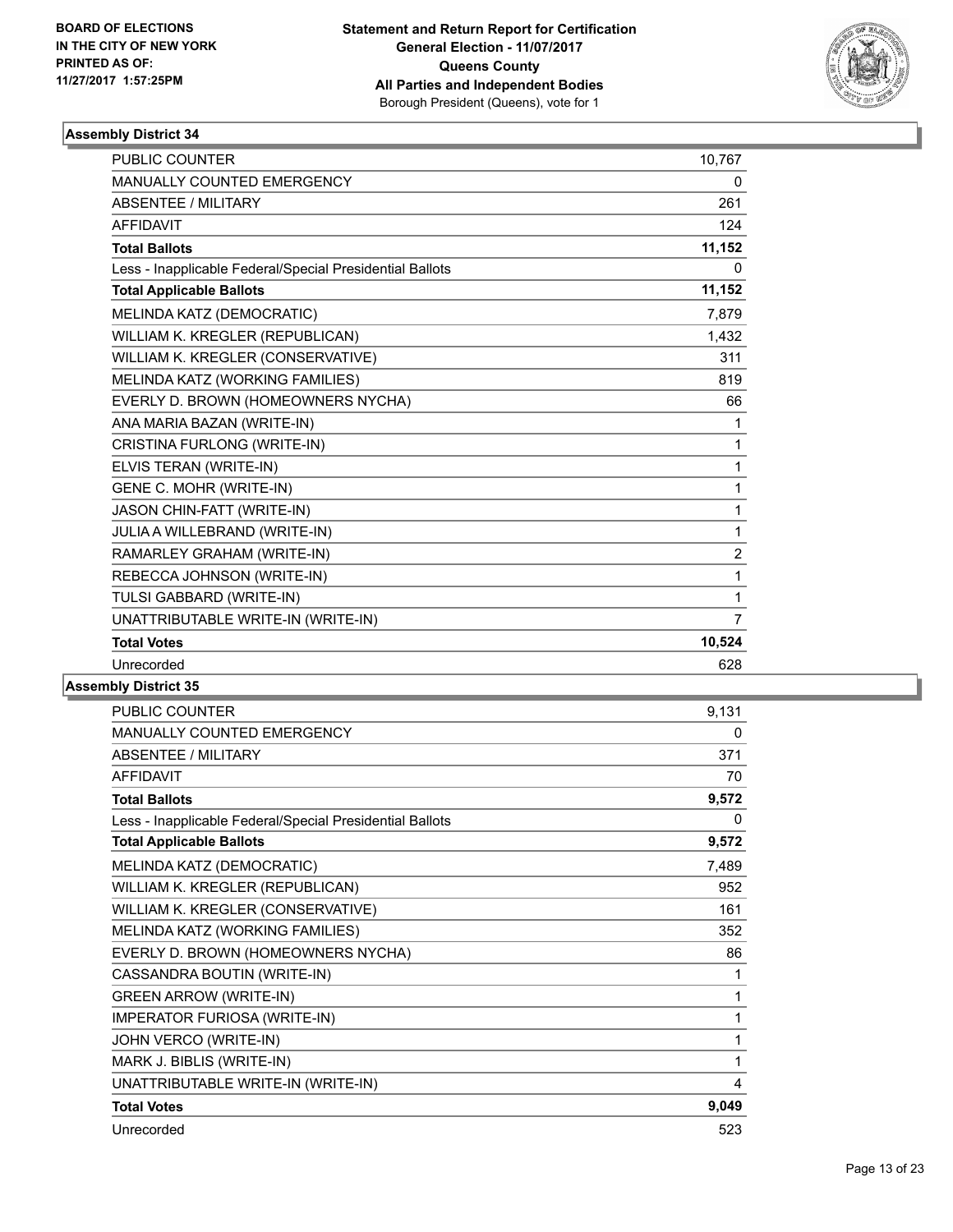**BOARD OF ELECTIONS IN THE CITY OF NEW YORK PRINTED AS OF: 11/27/2017 1:57:25PM**

**Statement and Return Report for Certification**
**General Election - 11/07/2017**
**Queens County**
**All Parties and Independent Bodies**
Borough President (Queens), vote for 1

### Assembly District 34

| | |
|---|---|
| PUBLIC COUNTER | 10,767 |
| MANUALLY COUNTED EMERGENCY | 0 |
| ABSENTEE / MILITARY | 261 |
| AFFIDAVIT | 124 |
| **Total Ballots** | **11,152** |
| Less - Inapplicable Federal/Special Presidential Ballots | 0 |
| **Total Applicable Ballots** | **11,152** |
| MELINDA KATZ (DEMOCRATIC) | 7,879 |
| WILLIAM K. KREGLER (REPUBLICAN) | 1,432 |
| WILLIAM K. KREGLER (CONSERVATIVE) | 311 |
| MELINDA KATZ (WORKING FAMILIES) | 819 |
| EVERLY D. BROWN (HOMEOWNERS NYCHA) | 66 |
| ANA MARIA BAZAN (WRITE-IN) | 1 |
| CRISTINA FURLONG (WRITE-IN) | 1 |
| ELVIS TERAN (WRITE-IN) | 1 |
| GENE C. MOHR (WRITE-IN) | 1 |
| JASON CHIN-FATT (WRITE-IN) | 1 |
| JULIA A WILLEBRAND (WRITE-IN) | 1 |
| RAMARLEY GRAHAM (WRITE-IN) | 2 |
| REBECCA JOHNSON (WRITE-IN) | 1 |
| TULSI GABBARD (WRITE-IN) | 1 |
| UNATTRIBUTABLE WRITE-IN (WRITE-IN) | 7 |
| **Total Votes** | **10,524** |
| Unrecorded | 628 |

### Assembly District 35

| | |
|---|---|
| PUBLIC COUNTER | 9,131 |
| MANUALLY COUNTED EMERGENCY | 0 |
| ABSENTEE / MILITARY | 371 |
| AFFIDAVIT | 70 |
| **Total Ballots** | **9,572** |
| Less - Inapplicable Federal/Special Presidential Ballots | 0 |
| **Total Applicable Ballots** | **9,572** |
| MELINDA KATZ (DEMOCRATIC) | 7,489 |
| WILLIAM K. KREGLER (REPUBLICAN) | 952 |
| WILLIAM K. KREGLER (CONSERVATIVE) | 161 |
| MELINDA KATZ (WORKING FAMILIES) | 352 |
| EVERLY D. BROWN (HOMEOWNERS NYCHA) | 86 |
| CASSANDRA BOUTIN (WRITE-IN) | 1 |
| GREEN ARROW (WRITE-IN) | 1 |
| IMPERATOR FURIOSA (WRITE-IN) | 1 |
| JOHN VERCO (WRITE-IN) | 1 |
| MARK J. BIBLIS (WRITE-IN) | 1 |
| UNATTRIBUTABLE WRITE-IN (WRITE-IN) | 4 |
| **Total Votes** | **9,049** |
| Unrecorded | 523 |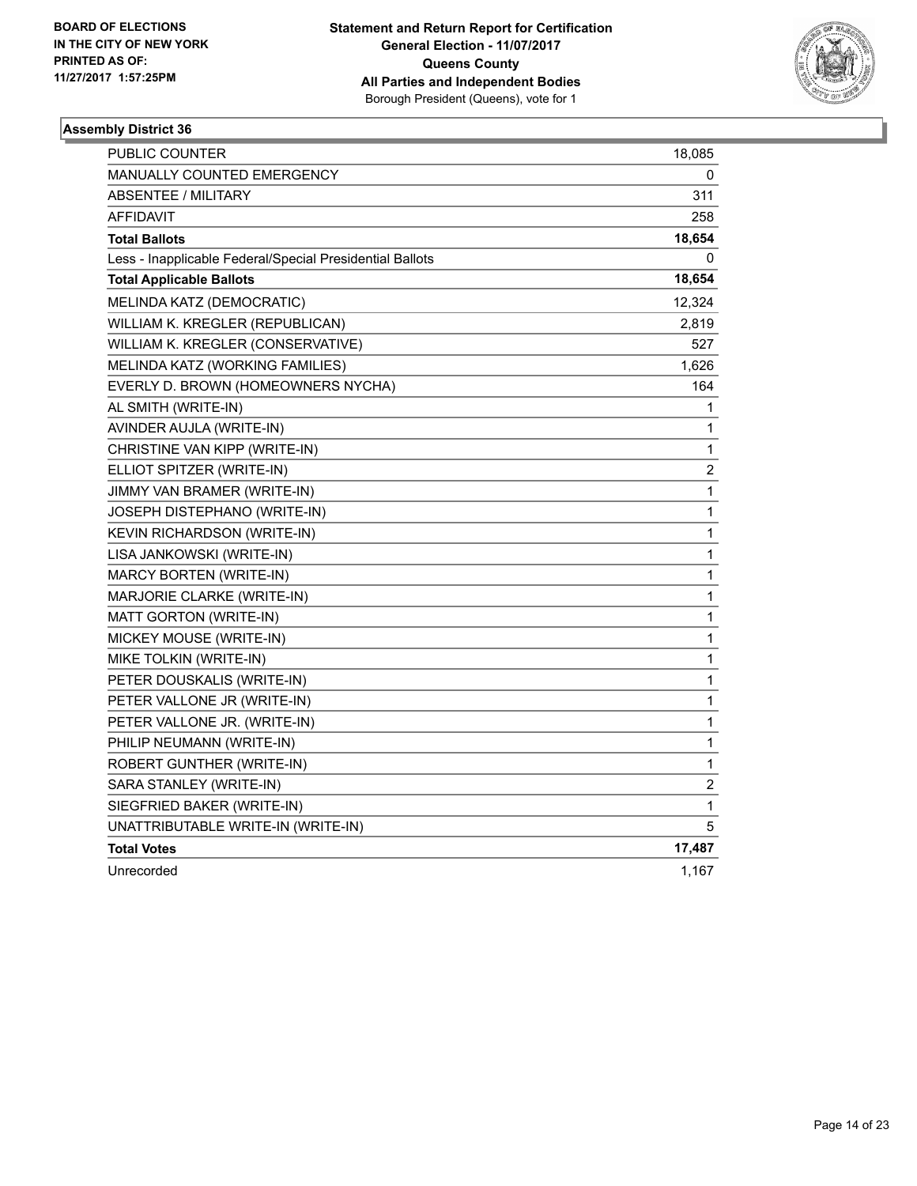BOARD OF ELECTIONS
IN THE CITY OF NEW YORK
PRINTED AS OF:
11/27/2017 1:57:25PM

**Statement and Return Report for Certification**
**General Election - 11/07/2017**
**Queens County**
**All Parties and Independent Bodies**
Borough President (Queens), vote for 1

### Assembly District 36

| | |
|---|---|
| PUBLIC COUNTER | 18,085 |
| MANUALLY COUNTED EMERGENCY | 0 |
| ABSENTEE / MILITARY | 311 |
| AFFIDAVIT | 258 |
| **Total Ballots** | **18,654** |
| Less - Inapplicable Federal/Special Presidential Ballots | 0 |
| **Total Applicable Ballots** | **18,654** |
| MELINDA KATZ (DEMOCRATIC) | 12,324 |
| WILLIAM K. KREGLER (REPUBLICAN) | 2,819 |
| WILLIAM K. KREGLER (CONSERVATIVE) | 527 |
| MELINDA KATZ (WORKING FAMILIES) | 1,626 |
| EVERLY D. BROWN (HOMEOWNERS NYCHA) | 164 |
| AL SMITH (WRITE-IN) | 1 |
| AVINDER AUJLA (WRITE-IN) | 1 |
| CHRISTINE VAN KIPP (WRITE-IN) | 1 |
| ELLIOT SPITZER (WRITE-IN) | 2 |
| JIMMY VAN BRAMER (WRITE-IN) | 1 |
| JOSEPH DISTEPHANO (WRITE-IN) | 1 |
| KEVIN RICHARDSON (WRITE-IN) | 1 |
| LISA JANKOWSKI (WRITE-IN) | 1 |
| MARCY BORTEN (WRITE-IN) | 1 |
| MARJORIE CLARKE (WRITE-IN) | 1 |
| MATT GORTON (WRITE-IN) | 1 |
| MICKEY MOUSE (WRITE-IN) | 1 |
| MIKE TOLKIN (WRITE-IN) | 1 |
| PETER DOUSKALIS (WRITE-IN) | 1 |
| PETER VALLONE JR (WRITE-IN) | 1 |
| PETER VALLONE JR. (WRITE-IN) | 1 |
| PHILIP NEUMANN (WRITE-IN) | 1 |
| ROBERT GUNTHER (WRITE-IN) | 1 |
| SARA STANLEY (WRITE-IN) | 2 |
| SIEGFRIED BAKER (WRITE-IN) | 1 |
| UNATTRIBUTABLE WRITE-IN (WRITE-IN) | 5 |
| **Total Votes** | **17,487** |
| Unrecorded | 1,167 |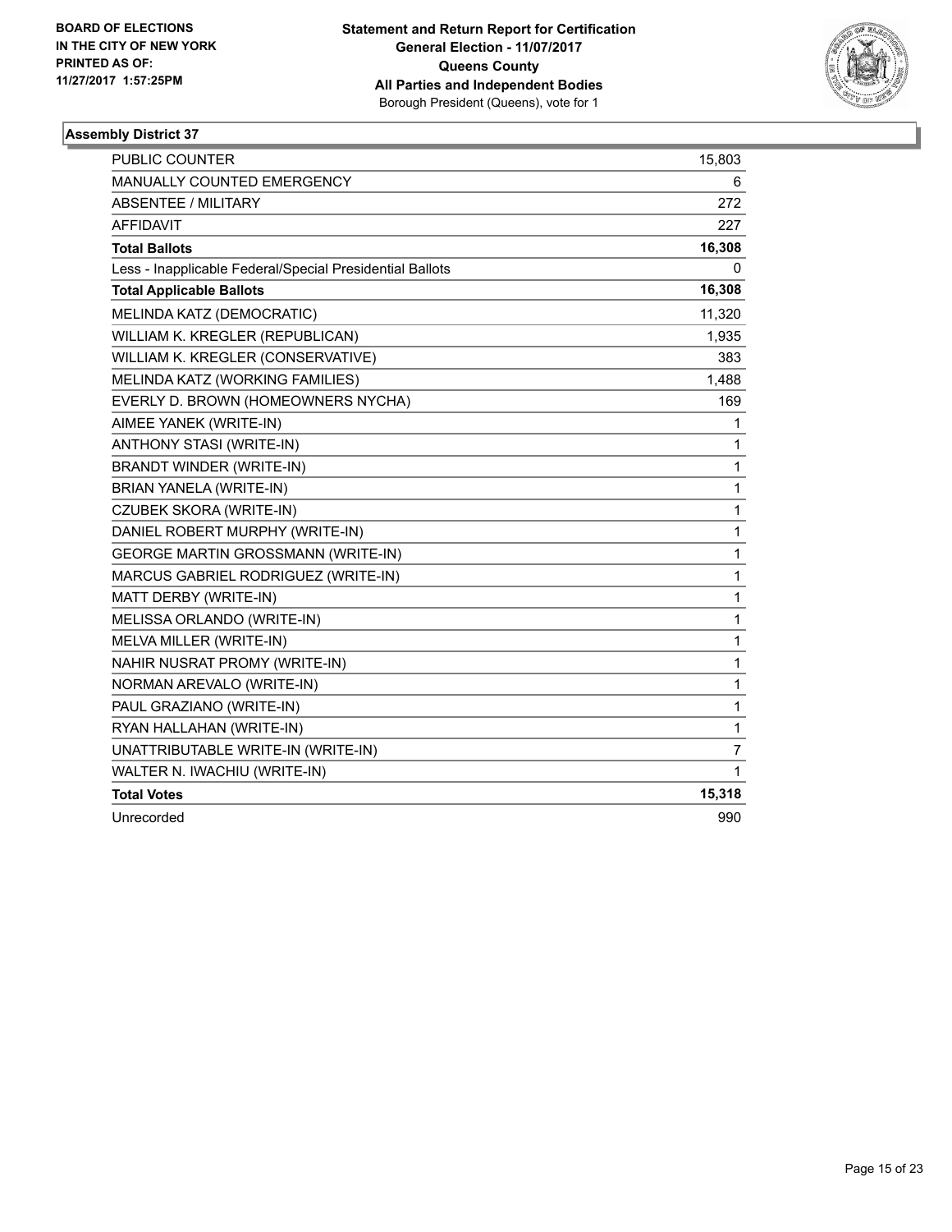BOARD OF ELECTIONS
IN THE CITY OF NEW YORK
PRINTED AS OF:
11/27/2017 1:57:25PM

**Statement and Return Report for Certification**
**General Election - 11/07/2017**
**Queens County**
**All Parties and Independent Bodies**
Borough President (Queens), vote for 1

### Assembly District 37

| | |
|---|---|
| PUBLIC COUNTER | 15,803 |
| MANUALLY COUNTED EMERGENCY | 6 |
| ABSENTEE / MILITARY | 272 |
| AFFIDAVIT | 227 |
| **Total Ballots** | **16,308** |
| Less - Inapplicable Federal/Special Presidential Ballots | 0 |
| **Total Applicable Ballots** | **16,308** |
| MELINDA KATZ (DEMOCRATIC) | 11,320 |
| WILLIAM K. KREGLER (REPUBLICAN) | 1,935 |
| WILLIAM K. KREGLER (CONSERVATIVE) | 383 |
| MELINDA KATZ (WORKING FAMILIES) | 1,488 |
| EVERLY D. BROWN (HOMEOWNERS NYCHA) | 169 |
| AIMEE YANEK (WRITE-IN) | 1 |
| ANTHONY STASI (WRITE-IN) | 1 |
| BRANDT WINDER (WRITE-IN) | 1 |
| BRIAN YANELA (WRITE-IN) | 1 |
| CZUBEK SKORA (WRITE-IN) | 1 |
| DANIEL ROBERT MURPHY (WRITE-IN) | 1 |
| GEORGE MARTIN GROSSMANN (WRITE-IN) | 1 |
| MARCUS GABRIEL RODRIGUEZ (WRITE-IN) | 1 |
| MATT DERBY (WRITE-IN) | 1 |
| MELISSA ORLANDO (WRITE-IN) | 1 |
| MELVA MILLER (WRITE-IN) | 1 |
| NAHIR NUSRAT PROMY (WRITE-IN) | 1 |
| NORMAN AREVALO (WRITE-IN) | 1 |
| PAUL GRAZIANO (WRITE-IN) | 1 |
| RYAN HALLAHAN (WRITE-IN) | 1 |
| UNATTRIBUTABLE WRITE-IN (WRITE-IN) | 7 |
| WALTER N. IWACHIU (WRITE-IN) | 1 |
| **Total Votes** | **15,318** |
| Unrecorded | 990 |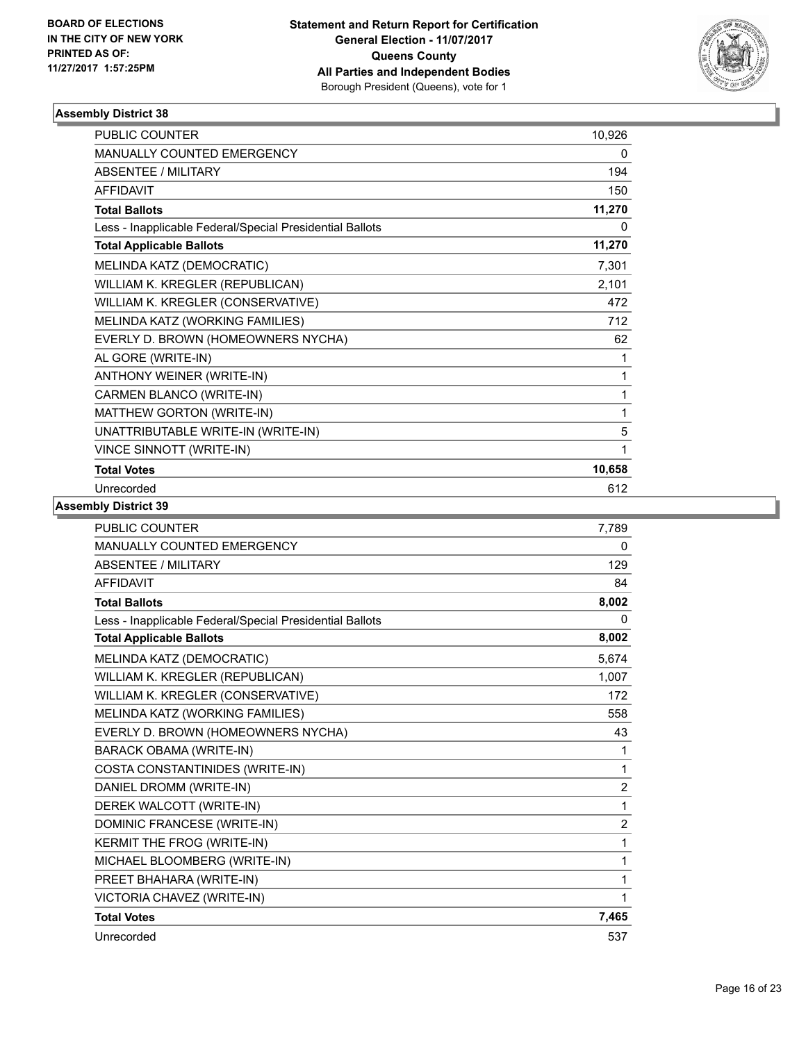**BOARD OF ELECTIONS IN THE CITY OF NEW YORK PRINTED AS OF: 11/27/2017 1:57:25PM**

**Statement and Return Report for Certification General Election - 11/07/2017 Queens County All Parties and Independent Bodies**
Borough President (Queens), vote for 1

### Assembly District 38

| | |
|---|---|
| PUBLIC COUNTER | 10,926 |
| MANUALLY COUNTED EMERGENCY | 0 |
| ABSENTEE / MILITARY | 194 |
| AFFIDAVIT | 150 |
| **Total Ballots** | **11,270** |
| Less - Inapplicable Federal/Special Presidential Ballots | 0 |
| **Total Applicable Ballots** | **11,270** |
| MELINDA KATZ (DEMOCRATIC) | 7,301 |
| WILLIAM K. KREGLER (REPUBLICAN) | 2,101 |
| WILLIAM K. KREGLER (CONSERVATIVE) | 472 |
| MELINDA KATZ (WORKING FAMILIES) | 712 |
| EVERLY D. BROWN (HOMEOWNERS NYCHA) | 62 |
| AL GORE (WRITE-IN) | 1 |
| ANTHONY WEINER (WRITE-IN) | 1 |
| CARMEN BLANCO (WRITE-IN) | 1 |
| MATTHEW GORTON (WRITE-IN) | 1 |
| UNATTRIBUTABLE WRITE-IN (WRITE-IN) | 5 |
| VINCE SINNOTT (WRITE-IN) | 1 |
| **Total Votes** | **10,658** |
| Unrecorded | 612 |

### Assembly District 39

| | |
|---|---|
| PUBLIC COUNTER | 7,789 |
| MANUALLY COUNTED EMERGENCY | 0 |
| ABSENTEE / MILITARY | 129 |
| AFFIDAVIT | 84 |
| **Total Ballots** | **8,002** |
| Less - Inapplicable Federal/Special Presidential Ballots | 0 |
| **Total Applicable Ballots** | **8,002** |
| MELINDA KATZ (DEMOCRATIC) | 5,674 |
| WILLIAM K. KREGLER (REPUBLICAN) | 1,007 |
| WILLIAM K. KREGLER (CONSERVATIVE) | 172 |
| MELINDA KATZ (WORKING FAMILIES) | 558 |
| EVERLY D. BROWN (HOMEOWNERS NYCHA) | 43 |
| BARACK OBAMA (WRITE-IN) | 1 |
| COSTA CONSTANTINIDES (WRITE-IN) | 1 |
| DANIEL DROMM (WRITE-IN) | 2 |
| DEREK WALCOTT (WRITE-IN) | 1 |
| DOMINIC FRANCESE (WRITE-IN) | 2 |
| KERMIT THE FROG (WRITE-IN) | 1 |
| MICHAEL BLOOMBERG (WRITE-IN) | 1 |
| PREET BHAHARA (WRITE-IN) | 1 |
| VICTORIA CHAVEZ (WRITE-IN) | 1 |
| **Total Votes** | **7,465** |
| Unrecorded | 537 |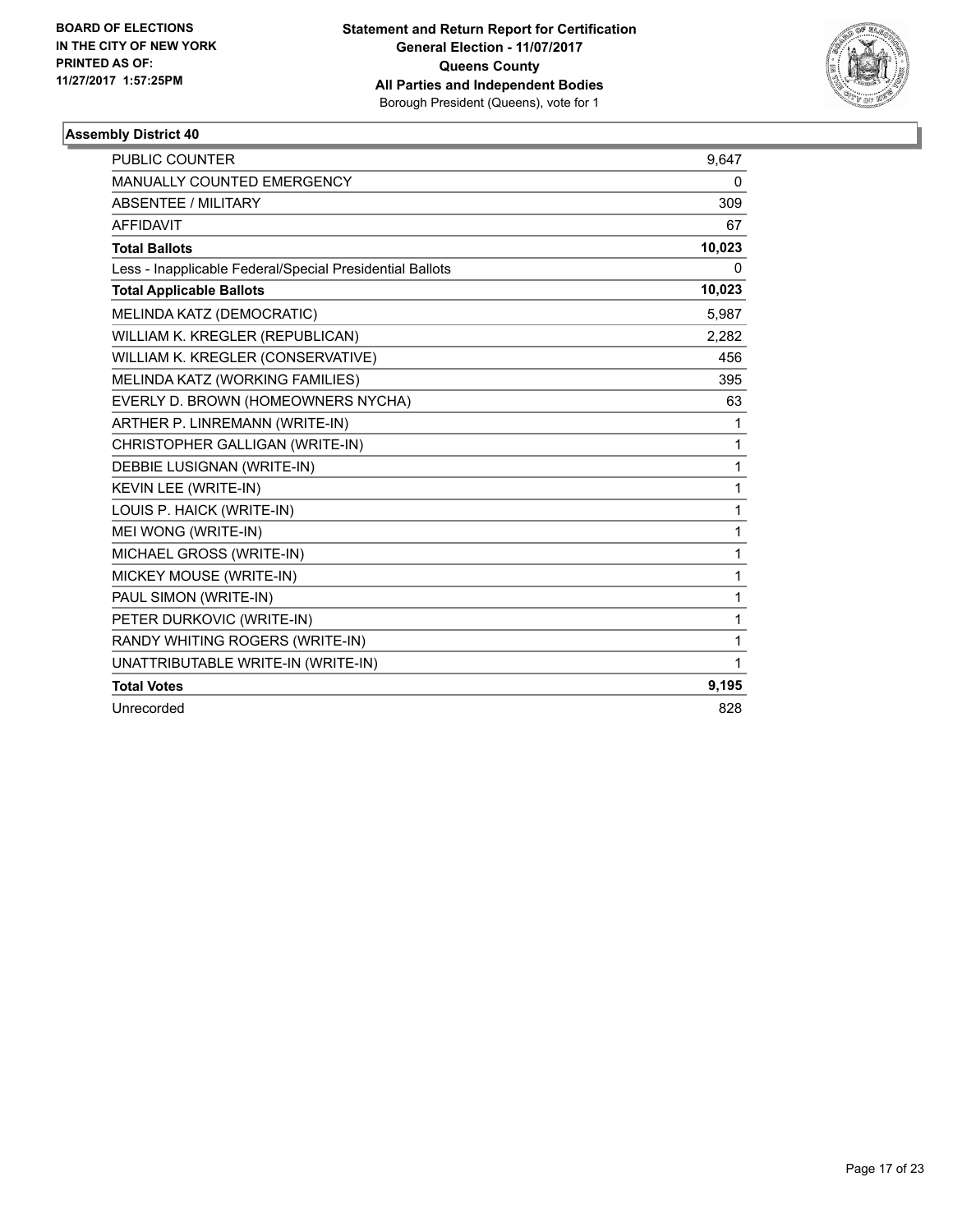**BOARD OF ELECTIONS IN THE CITY OF NEW YORK PRINTED AS OF: 11/27/2017 1:57:25PM**

**Statement and Return Report for Certification General Election - 11/07/2017 Queens County All Parties and Independent Bodies**
Borough President (Queens), vote for 1

### Assembly District 40

| | |
|---|---|
| PUBLIC COUNTER | 9,647 |
| MANUALLY COUNTED EMERGENCY | 0 |
| ABSENTEE / MILITARY | 309 |
| AFFIDAVIT | 67 |
| **Total Ballots** | **10,023** |
| Less - Inapplicable Federal/Special Presidential Ballots | 0 |
| **Total Applicable Ballots** | **10,023** |
| MELINDA KATZ (DEMOCRATIC) | 5,987 |
| WILLIAM K. KREGLER (REPUBLICAN) | 2,282 |
| WILLIAM K. KREGLER (CONSERVATIVE) | 456 |
| MELINDA KATZ (WORKING FAMILIES) | 395 |
| EVERLY D. BROWN (HOMEOWNERS NYCHA) | 63 |
| ARTHER P. LINREMANN (WRITE-IN) | 1 |
| CHRISTOPHER GALLIGAN (WRITE-IN) | 1 |
| DEBBIE LUSIGNAN (WRITE-IN) | 1 |
| KEVIN LEE (WRITE-IN) | 1 |
| LOUIS P. HAICK (WRITE-IN) | 1 |
| MEI WONG (WRITE-IN) | 1 |
| MICHAEL GROSS (WRITE-IN) | 1 |
| MICKEY MOUSE (WRITE-IN) | 1 |
| PAUL SIMON (WRITE-IN) | 1 |
| PETER DURKOVIC (WRITE-IN) | 1 |
| RANDY WHITING ROGERS (WRITE-IN) | 1 |
| UNATTRIBUTABLE WRITE-IN (WRITE-IN) | 1 |
| **Total Votes** | **9,195** |
| Unrecorded | 828 |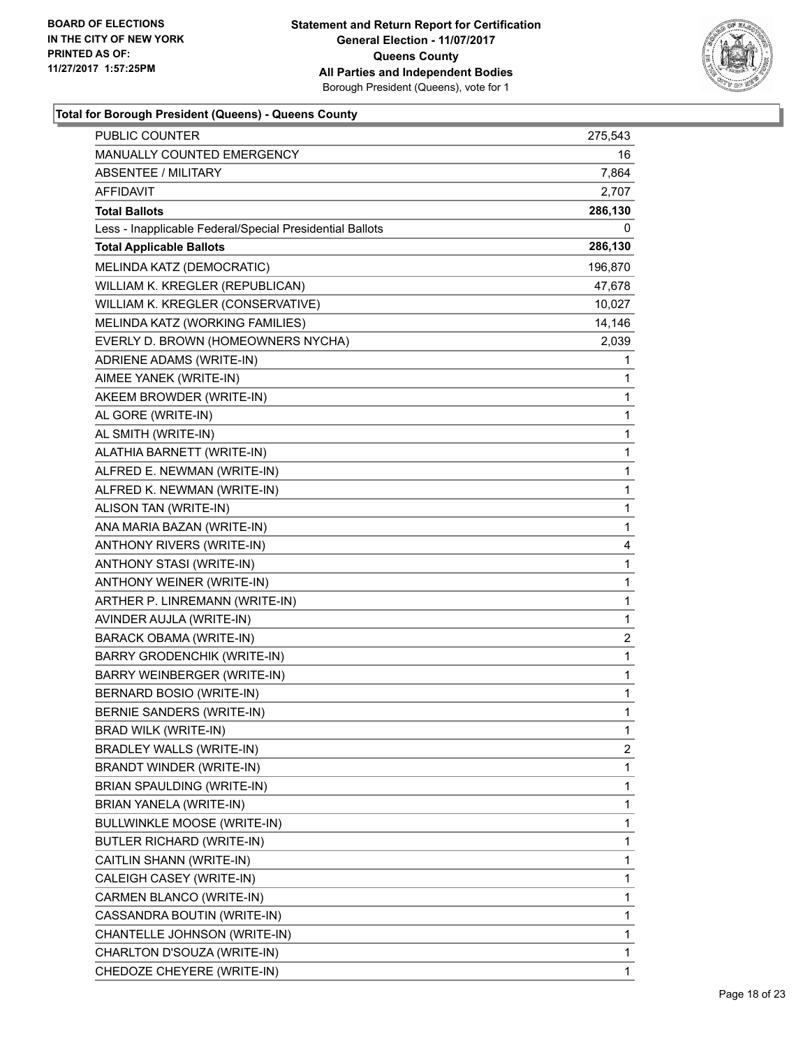**BOARD OF ELECTIONS IN THE CITY OF NEW YORK PRINTED AS OF: 11/27/2017 1:57:25PM**

**Statement and Return Report for Certification**
**General Election - 11/07/2017**
**Queens County**
**All Parties and Independent Bodies**
Borough President (Queens), vote for 1

**Total for Borough President (Queens) - Queens County**

| | |
|---|---|
| PUBLIC COUNTER | 275,543 |
| MANUALLY COUNTED EMERGENCY | 16 |
| ABSENTEE / MILITARY | 7,864 |
| AFFIDAVIT | 2,707 |
| **Total Ballots** | **286,130** |
| Less - Inapplicable Federal/Special Presidential Ballots | 0 |
| **Total Applicable Ballots** | **286,130** |
| MELINDA KATZ (DEMOCRATIC) | 196,870 |
| WILLIAM K. KREGLER (REPUBLICAN) | 47,678 |
| WILLIAM K. KREGLER (CONSERVATIVE) | 10,027 |
| MELINDA KATZ (WORKING FAMILIES) | 14,146 |
| EVERLY D. BROWN (HOMEOWNERS NYCHA) | 2,039 |
| ADRIENE ADAMS (WRITE-IN) | 1 |
| AIMEE YANEK (WRITE-IN) | 1 |
| AKEEM BROWDER (WRITE-IN) | 1 |
| AL GORE (WRITE-IN) | 1 |
| AL SMITH (WRITE-IN) | 1 |
| ALATHIA BARNETT (WRITE-IN) | 1 |
| ALFRED E. NEWMAN (WRITE-IN) | 1 |
| ALFRED K. NEWMAN (WRITE-IN) | 1 |
| ALISON TAN (WRITE-IN) | 1 |
| ANA MARIA BAZAN (WRITE-IN) | 1 |
| ANTHONY RIVERS (WRITE-IN) | 4 |
| ANTHONY STASI (WRITE-IN) | 1 |
| ANTHONY WEINER (WRITE-IN) | 1 |
| ARTHER P. LINREMANN (WRITE-IN) | 1 |
| AVINDER AUJLA (WRITE-IN) | 1 |
| BARACK OBAMA (WRITE-IN) | 2 |
| BARRY GRODENCHIK (WRITE-IN) | 1 |
| BARRY WEINBERGER (WRITE-IN) | 1 |
| BERNARD BOSIO (WRITE-IN) | 1 |
| BERNIE SANDERS (WRITE-IN) | 1 |
| BRAD WILK (WRITE-IN) | 1 |
| BRADLEY WALLS (WRITE-IN) | 2 |
| BRANDT WINDER (WRITE-IN) | 1 |
| BRIAN SPAULDING (WRITE-IN) | 1 |
| BRIAN YANELA (WRITE-IN) | 1 |
| BULLWINKLE MOOSE (WRITE-IN) | 1 |
| BUTLER RICHARD (WRITE-IN) | 1 |
| CAITLIN SHANN (WRITE-IN) | 1 |
| CALEIGH CASEY (WRITE-IN) | 1 |
| CARMEN BLANCO (WRITE-IN) | 1 |
| CASSANDRA BOUTIN (WRITE-IN) | 1 |
| CHANTELLE JOHNSON (WRITE-IN) | 1 |
| CHARLTON D'SOUZA (WRITE-IN) | 1 |
| CHEDOZE CHEYERE (WRITE-IN) | 1 |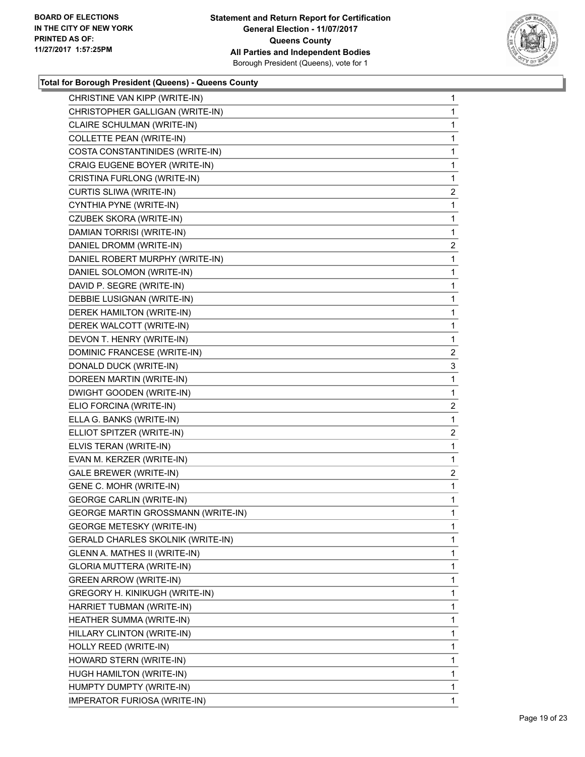**BOARD OF ELECTIONS IN THE CITY OF NEW YORK PRINTED AS OF: 11/27/2017 1:57:25PM**

**Statement and Return Report for Certification General Election - 11/07/2017 Queens County All Parties and Independent Bodies**
Borough President (Queens), vote for 1

**Total for Borough President (Queens) - Queens County**

| | |
|---|---|
| CHRISTINE VAN KIPP (WRITE-IN) | 1 |
| CHRISTOPHER GALLIGAN (WRITE-IN) | 1 |
| CLAIRE SCHULMAN (WRITE-IN) | 1 |
| COLLETTE PEAN (WRITE-IN) | 1 |
| COSTA CONSTANTINIDES (WRITE-IN) | 1 |
| CRAIG EUGENE BOYER (WRITE-IN) | 1 |
| CRISTINA FURLONG (WRITE-IN) | 1 |
| CURTIS SLIWA (WRITE-IN) | 2 |
| CYNTHIA PYNE (WRITE-IN) | 1 |
| CZUBEK SKORA (WRITE-IN) | 1 |
| DAMIAN TORRISI (WRITE-IN) | 1 |
| DANIEL DROMM (WRITE-IN) | 2 |
| DANIEL ROBERT MURPHY (WRITE-IN) | 1 |
| DANIEL SOLOMON (WRITE-IN) | 1 |
| DAVID P. SEGRE (WRITE-IN) | 1 |
| DEBBIE LUSIGNAN (WRITE-IN) | 1 |
| DEREK HAMILTON (WRITE-IN) | 1 |
| DEREK WALCOTT (WRITE-IN) | 1 |
| DEVON T. HENRY (WRITE-IN) | 1 |
| DOMINIC FRANCESE (WRITE-IN) | 2 |
| DONALD DUCK (WRITE-IN) | 3 |
| DOREEN MARTIN (WRITE-IN) | 1 |
| DWIGHT GOODEN (WRITE-IN) | 1 |
| ELIO FORCINA (WRITE-IN) | 2 |
| ELLA G. BANKS (WRITE-IN) | 1 |
| ELLIOT SPITZER (WRITE-IN) | 2 |
| ELVIS TERAN (WRITE-IN) | 1 |
| EVAN M. KERZER (WRITE-IN) | 1 |
| GALE BREWER (WRITE-IN) | 2 |
| GENE C. MOHR (WRITE-IN) | 1 |
| GEORGE CARLIN (WRITE-IN) | 1 |
| GEORGE MARTIN GROSSMANN (WRITE-IN) | 1 |
| GEORGE METESKY (WRITE-IN) | 1 |
| GERALD CHARLES SKOLNIK (WRITE-IN) | 1 |
| GLENN A. MATHES II (WRITE-IN) | 1 |
| GLORIA MUTTERA (WRITE-IN) | 1 |
| GREEN ARROW (WRITE-IN) | 1 |
| GREGORY H. KINIKUGH (WRITE-IN) | 1 |
| HARRIET TUBMAN (WRITE-IN) | 1 |
| HEATHER SUMMA (WRITE-IN) | 1 |
| HILLARY CLINTON (WRITE-IN) | 1 |
| HOLLY REED (WRITE-IN) | 1 |
| HOWARD STERN (WRITE-IN) | 1 |
| HUGH HAMILTON (WRITE-IN) | 1 |
| HUMPTY DUMPTY (WRITE-IN) | 1 |
| IMPERATOR FURIOSA (WRITE-IN) | 1 |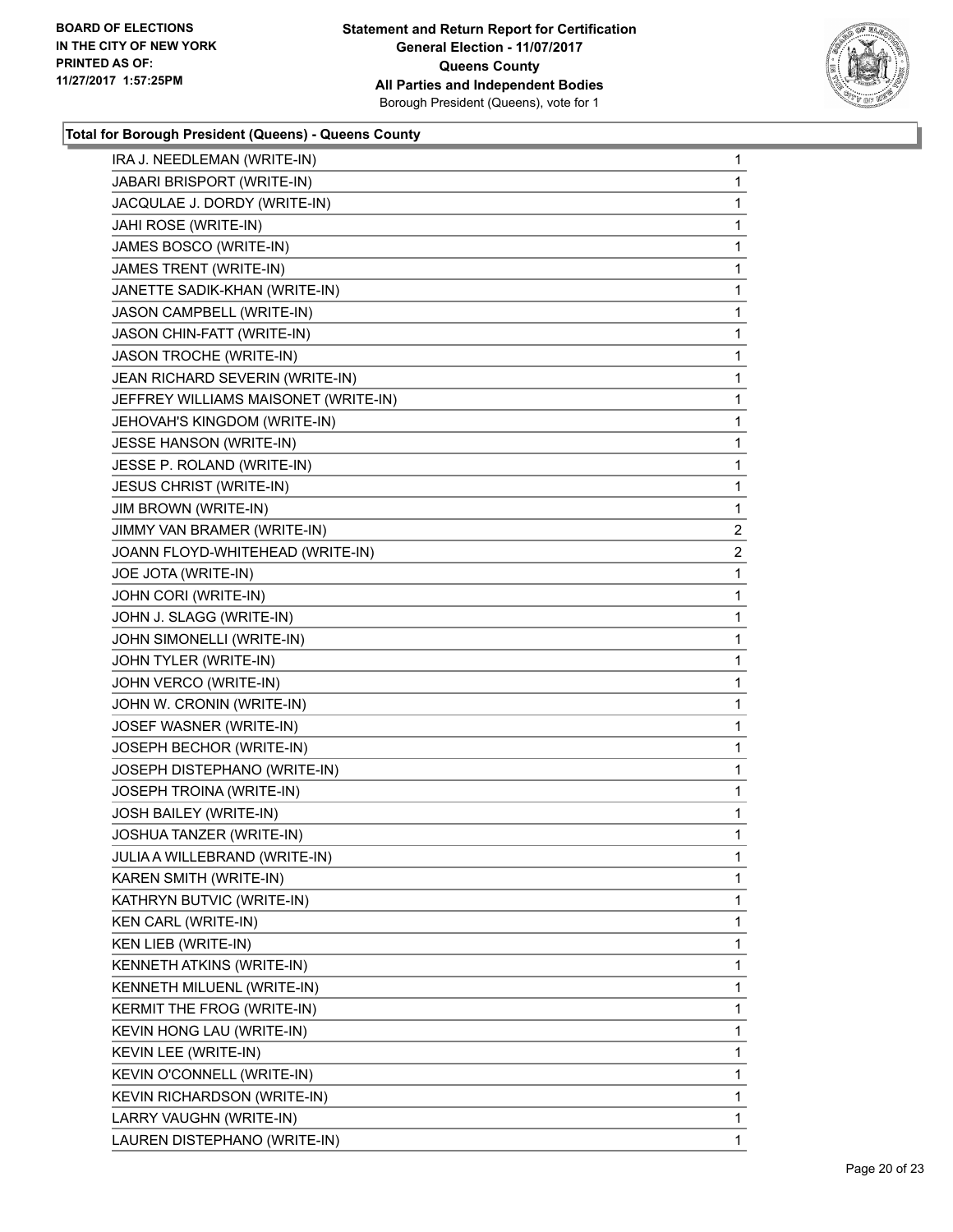**Total for Borough President (Queens) - Queens County**

| Candidate | Votes |
|---|---|
| IRA J. NEEDLEMAN (WRITE-IN) | 1 |
| JABARI BRISPORT (WRITE-IN) | 1 |
| JACQULAE J. DORDY (WRITE-IN) | 1 |
| JAHI ROSE (WRITE-IN) | 1 |
| JAMES BOSCO (WRITE-IN) | 1 |
| JAMES TRENT (WRITE-IN) | 1 |
| JANETTE SADIK-KHAN (WRITE-IN) | 1 |
| JASON CAMPBELL (WRITE-IN) | 1 |
| JASON CHIN-FATT (WRITE-IN) | 1 |
| JASON TROCHE (WRITE-IN) | 1 |
| JEAN RICHARD SEVERIN (WRITE-IN) | 1 |
| JEFFREY WILLIAMS MAISONET (WRITE-IN) | 1 |
| JEHOVAH'S KINGDOM (WRITE-IN) | 1 |
| JESSE HANSON (WRITE-IN) | 1 |
| JESSE P. ROLAND (WRITE-IN) | 1 |
| JESUS CHRIST (WRITE-IN) | 1 |
| JIM BROWN (WRITE-IN) | 1 |
| JIMMY VAN BRAMER (WRITE-IN) | 2 |
| JOANN FLOYD-WHITEHEAD (WRITE-IN) | 2 |
| JOE JOTA (WRITE-IN) | 1 |
| JOHN CORI (WRITE-IN) | 1 |
| JOHN J. SLAGG (WRITE-IN) | 1 |
| JOHN SIMONELLI (WRITE-IN) | 1 |
| JOHN TYLER (WRITE-IN) | 1 |
| JOHN VERCO (WRITE-IN) | 1 |
| JOHN W. CRONIN (WRITE-IN) | 1 |
| JOSEF WASNER (WRITE-IN) | 1 |
| JOSEPH BECHOR (WRITE-IN) | 1 |
| JOSEPH DISTEPHANO (WRITE-IN) | 1 |
| JOSEPH TROINA (WRITE-IN) | 1 |
| JOSH BAILEY (WRITE-IN) | 1 |
| JOSHUA TANZER (WRITE-IN) | 1 |
| JULIA A WILLEBRAND (WRITE-IN) | 1 |
| KAREN SMITH (WRITE-IN) | 1 |
| KATHRYN BUTVIC (WRITE-IN) | 1 |
| KEN CARL (WRITE-IN) | 1 |
| KEN LIEB (WRITE-IN) | 1 |
| KENNETH ATKINS (WRITE-IN) | 1 |
| KENNETH MILUENL (WRITE-IN) | 1 |
| KERMIT THE FROG (WRITE-IN) | 1 |
| KEVIN HONG LAU (WRITE-IN) | 1 |
| KEVIN LEE (WRITE-IN) | 1 |
| KEVIN O'CONNELL (WRITE-IN) | 1 |
| KEVIN RICHARDSON (WRITE-IN) | 1 |
| LARRY VAUGHN (WRITE-IN) | 1 |
| LAUREN DISTEPHANO (WRITE-IN) | 1 |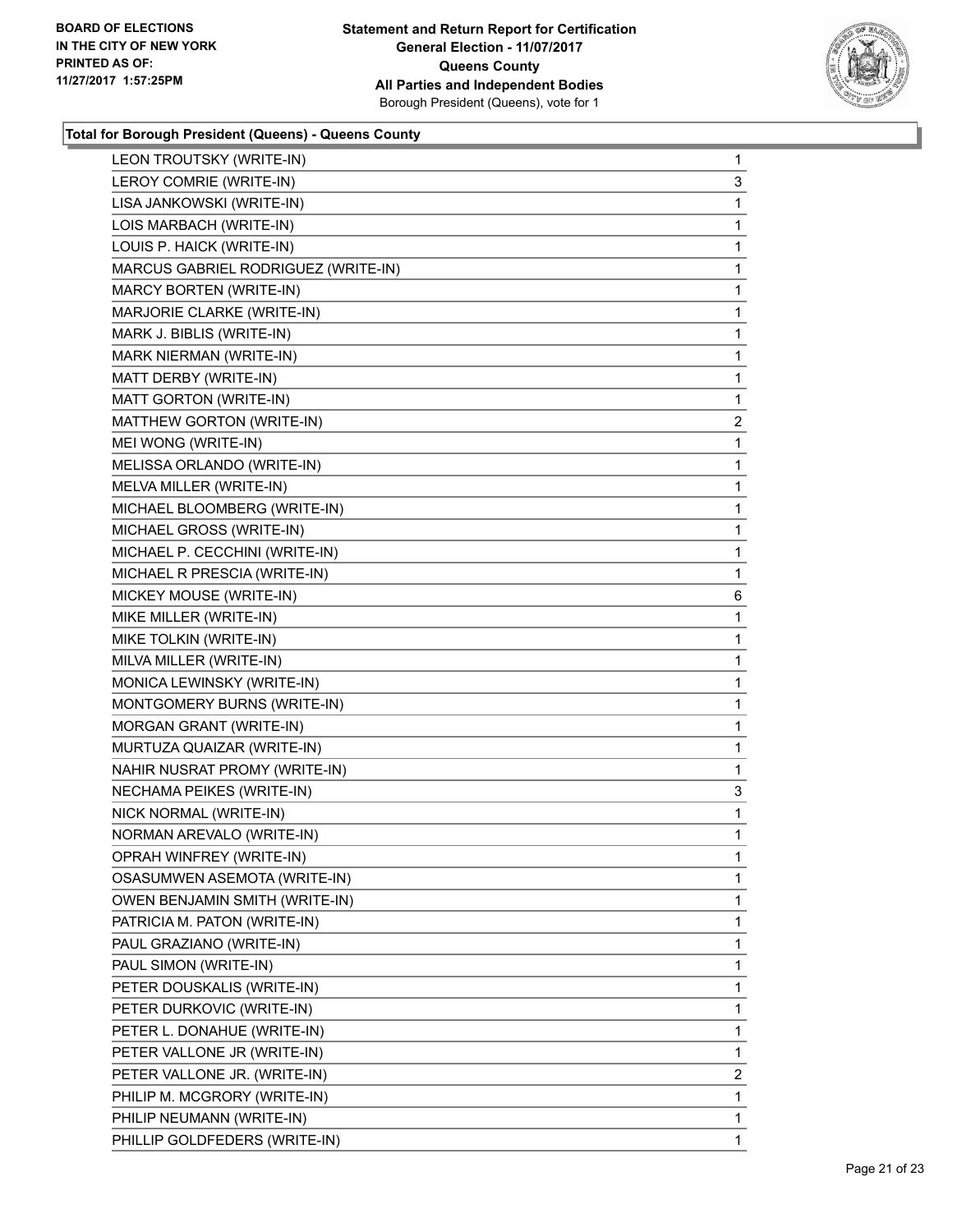**Total for Borough President (Queens) - Queens County**

| | |
|---|---|
| LEON TROUTSKY (WRITE-IN) | 1 |
| LEROY COMRIE (WRITE-IN) | 3 |
| LISA JANKOWSKI (WRITE-IN) | 1 |
| LOIS MARBACH (WRITE-IN) | 1 |
| LOUIS P. HAICK (WRITE-IN) | 1 |
| MARCUS GABRIEL RODRIGUEZ (WRITE-IN) | 1 |
| MARCY BORTEN (WRITE-IN) | 1 |
| MARJORIE CLARKE (WRITE-IN) | 1 |
| MARK J. BIBLIS (WRITE-IN) | 1 |
| MARK NIERMAN (WRITE-IN) | 1 |
| MATT DERBY (WRITE-IN) | 1 |
| MATT GORTON (WRITE-IN) | 1 |
| MATTHEW GORTON (WRITE-IN) | 2 |
| MEI WONG (WRITE-IN) | 1 |
| MELISSA ORLANDO (WRITE-IN) | 1 |
| MELVA MILLER (WRITE-IN) | 1 |
| MICHAEL BLOOMBERG (WRITE-IN) | 1 |
| MICHAEL GROSS (WRITE-IN) | 1 |
| MICHAEL P. CECCHINI (WRITE-IN) | 1 |
| MICHAEL R PRESCIA (WRITE-IN) | 1 |
| MICKEY MOUSE (WRITE-IN) | 6 |
| MIKE MILLER (WRITE-IN) | 1 |
| MIKE TOLKIN (WRITE-IN) | 1 |
| MILVA MILLER (WRITE-IN) | 1 |
| MONICA LEWINSKY (WRITE-IN) | 1 |
| MONTGOMERY BURNS (WRITE-IN) | 1 |
| MORGAN GRANT (WRITE-IN) | 1 |
| MURTUZA QUAIZAR (WRITE-IN) | 1 |
| NAHIR NUSRAT PROMY (WRITE-IN) | 1 |
| NECHAMA PEIKES (WRITE-IN) | 3 |
| NICK NORMAL (WRITE-IN) | 1 |
| NORMAN AREVALO (WRITE-IN) | 1 |
| OPRAH WINFREY (WRITE-IN) | 1 |
| OSASUMWEN ASEMOTA (WRITE-IN) | 1 |
| OWEN BENJAMIN SMITH (WRITE-IN) | 1 |
| PATRICIA M. PATON (WRITE-IN) | 1 |
| PAUL GRAZIANO (WRITE-IN) | 1 |
| PAUL SIMON (WRITE-IN) | 1 |
| PETER DOUSKALIS (WRITE-IN) | 1 |
| PETER DURKOVIC (WRITE-IN) | 1 |
| PETER L. DONAHUE (WRITE-IN) | 1 |
| PETER VALLONE JR (WRITE-IN) | 1 |
| PETER VALLONE JR. (WRITE-IN) | 2 |
| PHILIP M. MCGRORY (WRITE-IN) | 1 |
| PHILIP NEUMANN (WRITE-IN) | 1 |
| PHILLIP GOLDFEDERS (WRITE-IN) | 1 |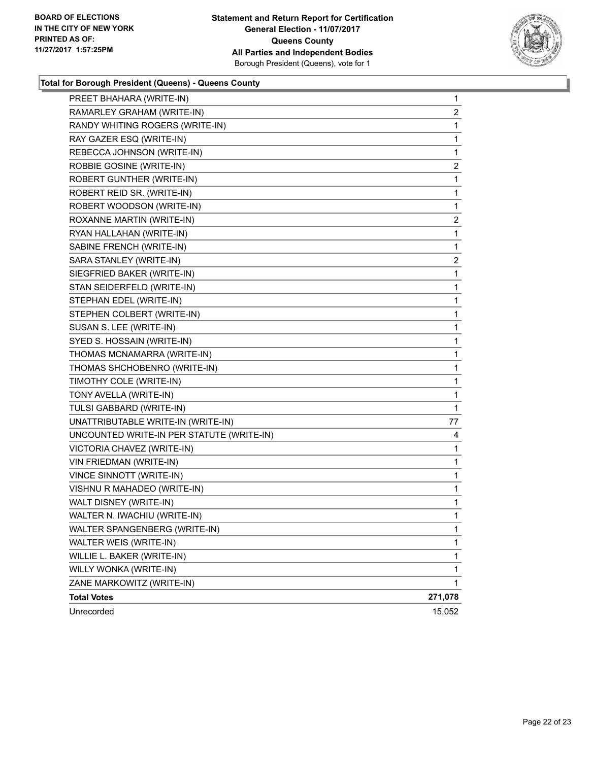**BOARD OF ELECTIONS IN THE CITY OF NEW YORK PRINTED AS OF: 11/27/2017 1:57:25PM**

**Statement and Return Report for Certification**
**General Election - 11/07/2017**
**Queens County**
**All Parties and Independent Bodies**
Borough President (Queens), vote for 1

### Total for Borough President (Queens) - Queens County

| Candidate | Votes |
|---|---|
| PREET BHAHARA (WRITE-IN) | 1 |
| RAMARLEY GRAHAM (WRITE-IN) | 2 |
| RANDY WHITING ROGERS (WRITE-IN) | 1 |
| RAY GAZER ESQ (WRITE-IN) | 1 |
| REBECCA JOHNSON (WRITE-IN) | 1 |
| ROBBIE GOSINE (WRITE-IN) | 2 |
| ROBERT GUNTHER (WRITE-IN) | 1 |
| ROBERT REID SR. (WRITE-IN) | 1 |
| ROBERT WOODSON (WRITE-IN) | 1 |
| ROXANNE MARTIN (WRITE-IN) | 2 |
| RYAN HALLAHAN (WRITE-IN) | 1 |
| SABINE FRENCH (WRITE-IN) | 1 |
| SARA STANLEY (WRITE-IN) | 2 |
| SIEGFRIED BAKER (WRITE-IN) | 1 |
| STAN SEIDERFELD (WRITE-IN) | 1 |
| STEPHAN EDEL (WRITE-IN) | 1 |
| STEPHEN COLBERT (WRITE-IN) | 1 |
| SUSAN S. LEE (WRITE-IN) | 1 |
| SYED S. HOSSAIN (WRITE-IN) | 1 |
| THOMAS MCNAMARRA (WRITE-IN) | 1 |
| THOMAS SHCHOBENRO (WRITE-IN) | 1 |
| TIMOTHY COLE (WRITE-IN) | 1 |
| TONY AVELLA (WRITE-IN) | 1 |
| TULSI GABBARD (WRITE-IN) | 1 |
| UNATTRIBUTABLE WRITE-IN (WRITE-IN) | 77 |
| UNCOUNTED WRITE-IN PER STATUTE (WRITE-IN) | 4 |
| VICTORIA CHAVEZ (WRITE-IN) | 1 |
| VIN FRIEDMAN (WRITE-IN) | 1 |
| VINCE SINNOTT (WRITE-IN) | 1 |
| VISHNU R MAHADEO (WRITE-IN) | 1 |
| WALT DISNEY (WRITE-IN) | 1 |
| WALTER N. IWACHIU (WRITE-IN) | 1 |
| WALTER SPANGENBERG (WRITE-IN) | 1 |
| WALTER WEIS (WRITE-IN) | 1 |
| WILLIE L. BAKER (WRITE-IN) | 1 |
| WILLY WONKA (WRITE-IN) | 1 |
| ZANE MARKOWITZ (WRITE-IN) | 1 |
| **Total Votes** | **271,078** |
| Unrecorded | 15,052 |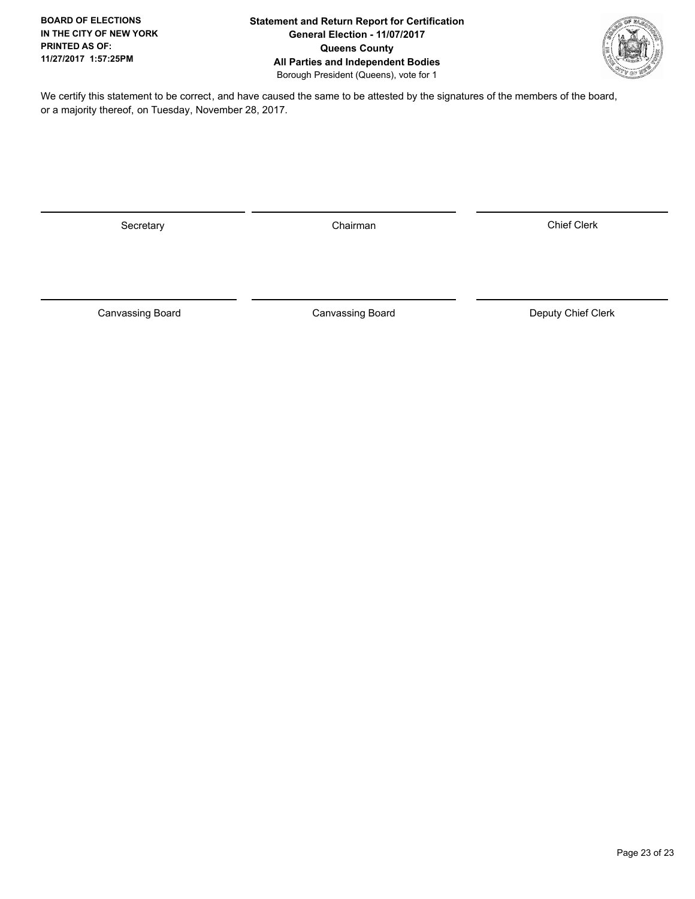**BOARD OF ELECTIONS IN THE CITY OF NEW YORK PRINTED AS OF: 11/27/2017 1:57:25PM**

**Statement and Return Report for Certification**
**General Election - 11/07/2017**
**Queens County**
**All Parties and Independent Bodies**
Borough President (Queens), vote for 1

We certify this statement to be correct, and have caused the same to be attested by the signatures of the members of the board, or a majority thereof, on Tuesday, November 28, 2017.

| | | |
|---|---|---|
| Secretary | Chairman | Chief Clerk |
| Canvassing Board | Canvassing Board | Deputy Chief Clerk |